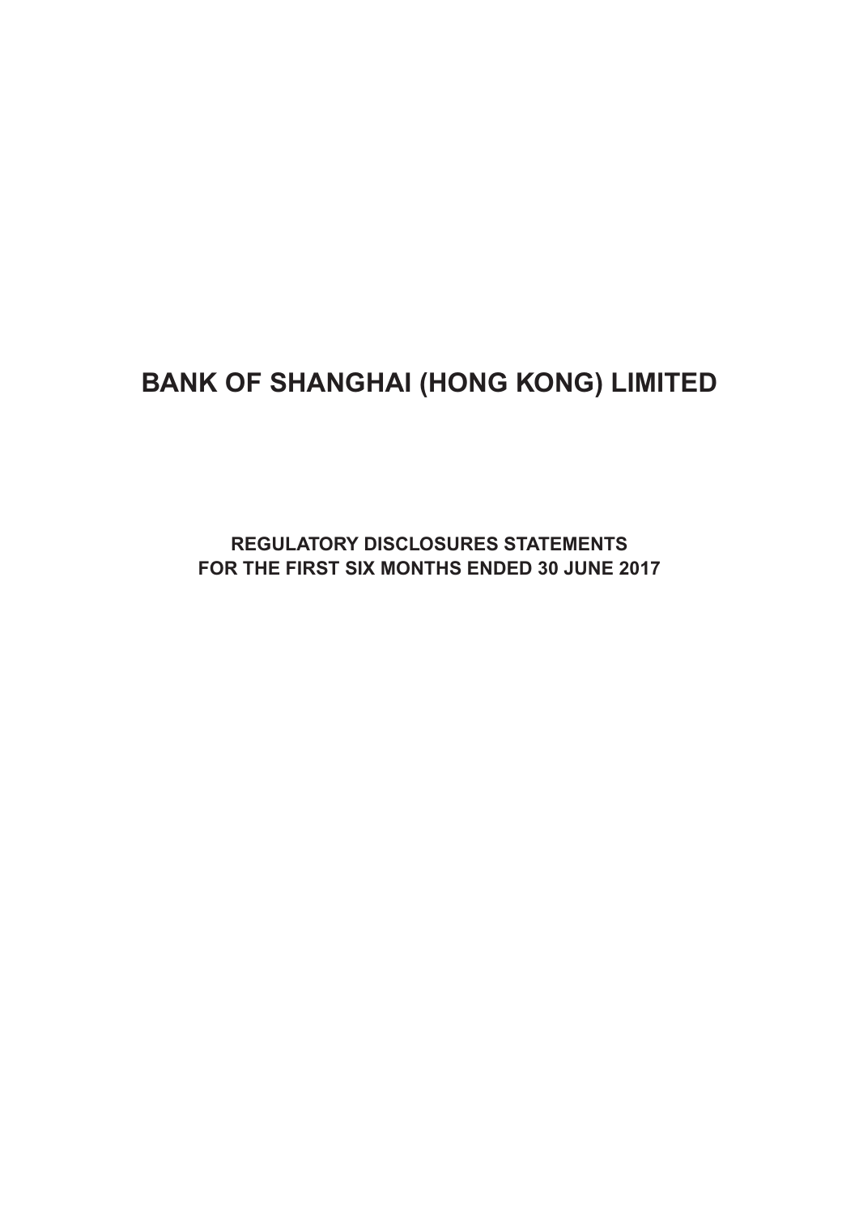# BANK OF SHANGHAI (HONG KONG) LIMITED

**REGULATORY DISCLOSURES STATEMENTS**
**FOR THE FIRST SIX MONTHS ENDED 30 JUNE 2017**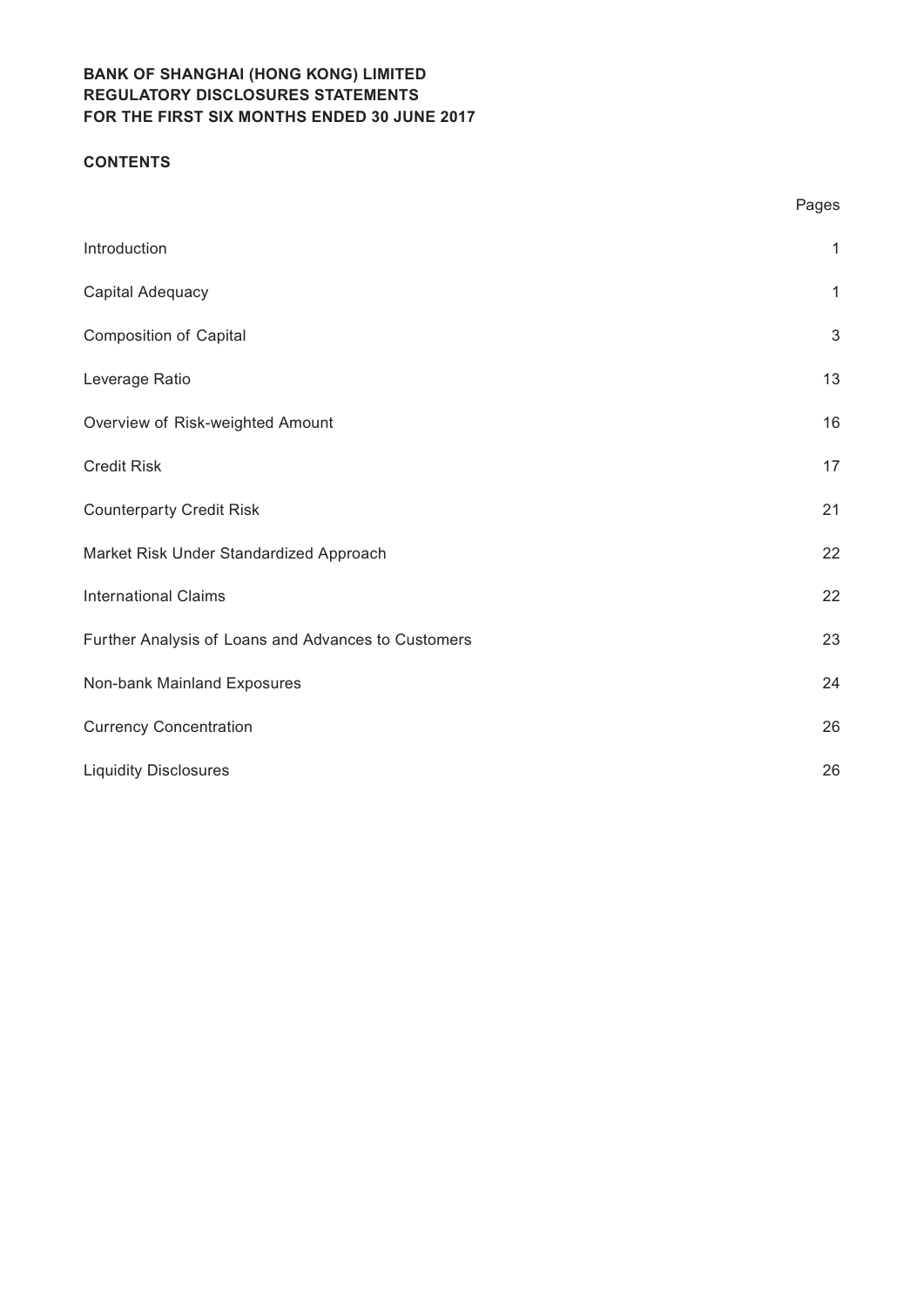**BANK OF SHANGHAI (HONG KONG) LIMITED**
**REGULATORY DISCLOSURES STATEMENTS**
**FOR THE FIRST SIX MONTHS ENDED 30 JUNE 2017**

**CONTENTS**

| | Pages |
|---|---|
| Introduction | 1 |
| Capital Adequacy | 1 |
| Composition of Capital | 3 |
| Leverage Ratio | 13 |
| Overview of Risk-weighted Amount | 16 |
| Credit Risk | 17 |
| Counterparty Credit Risk | 21 |
| Market Risk Under Standardized Approach | 22 |
| International Claims | 22 |
| Further Analysis of Loans and Advances to Customers | 23 |
| Non-bank Mainland Exposures | 24 |
| Currency Concentration | 26 |
| Liquidity Disclosures | 26 |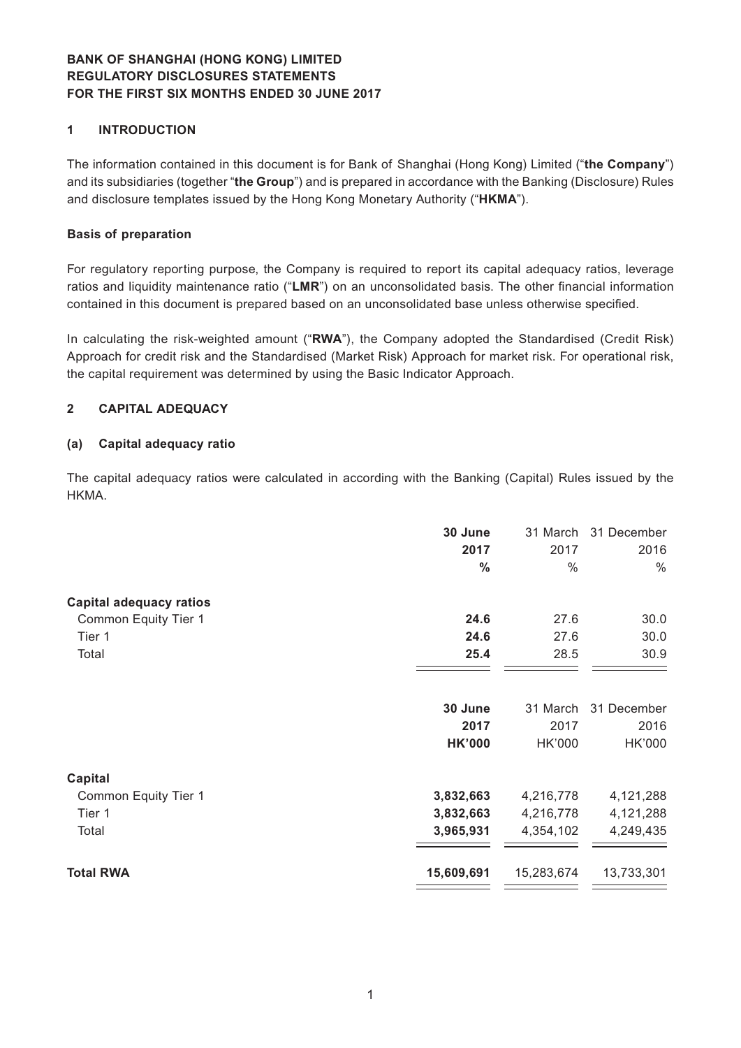**BANK OF SHANGHAI (HONG KONG) LIMITED**
**REGULATORY DISCLOSURES STATEMENTS**
**FOR THE FIRST SIX MONTHS ENDED 30 JUNE 2017**

## 1 INTRODUCTION

The information contained in this document is for Bank of Shanghai (Hong Kong) Limited ("**the Company**") and its subsidiaries (together "**the Group**") and is prepared in accordance with the Banking (Disclosure) Rules and disclosure templates issued by the Hong Kong Monetary Authority ("**HKMA**").

### Basis of preparation

For regulatory reporting purpose, the Company is required to report its capital adequacy ratios, leverage ratios and liquidity maintenance ratio ("**LMR**") on an unconsolidated basis. The other financial information contained in this document is prepared based on an unconsolidated base unless otherwise specified.

In calculating the risk-weighted amount ("**RWA**"), the Company adopted the Standardised (Credit Risk) Approach for credit risk and the Standardised (Market Risk) Approach for market risk. For operational risk, the capital requirement was determined by using the Basic Indicator Approach.

## 2 CAPITAL ADEQUACY

### (a) Capital adequacy ratio

The capital adequacy ratios were calculated in according with the Banking (Capital) Rules issued by the HKMA.

| | **30 June 2017** | 31 March 2017 | 31 December 2016 |
|---|---|---|---|
| | **%** | % | % |
| **Capital adequacy ratios** | | | |
| Common Equity Tier 1 | **24.6** | 27.6 | 30.0 |
| Tier 1 | **24.6** | 27.6 | 30.0 |
| Total | **25.4** | 28.5 | 30.9 |

| | **30 June 2017** | 31 March 2017 | 31 December 2016 |
|---|---|---|---|
| | **HK'000** | HK'000 | HK'000 |
| **Capital** | | | |
| Common Equity Tier 1 | **3,832,663** | 4,216,778 | 4,121,288 |
| Tier 1 | **3,832,663** | 4,216,778 | 4,121,288 |
| Total | **3,965,931** | 4,354,102 | 4,249,435 |
| **Total RWA** | **15,609,691** | 15,283,674 | 13,733,301 |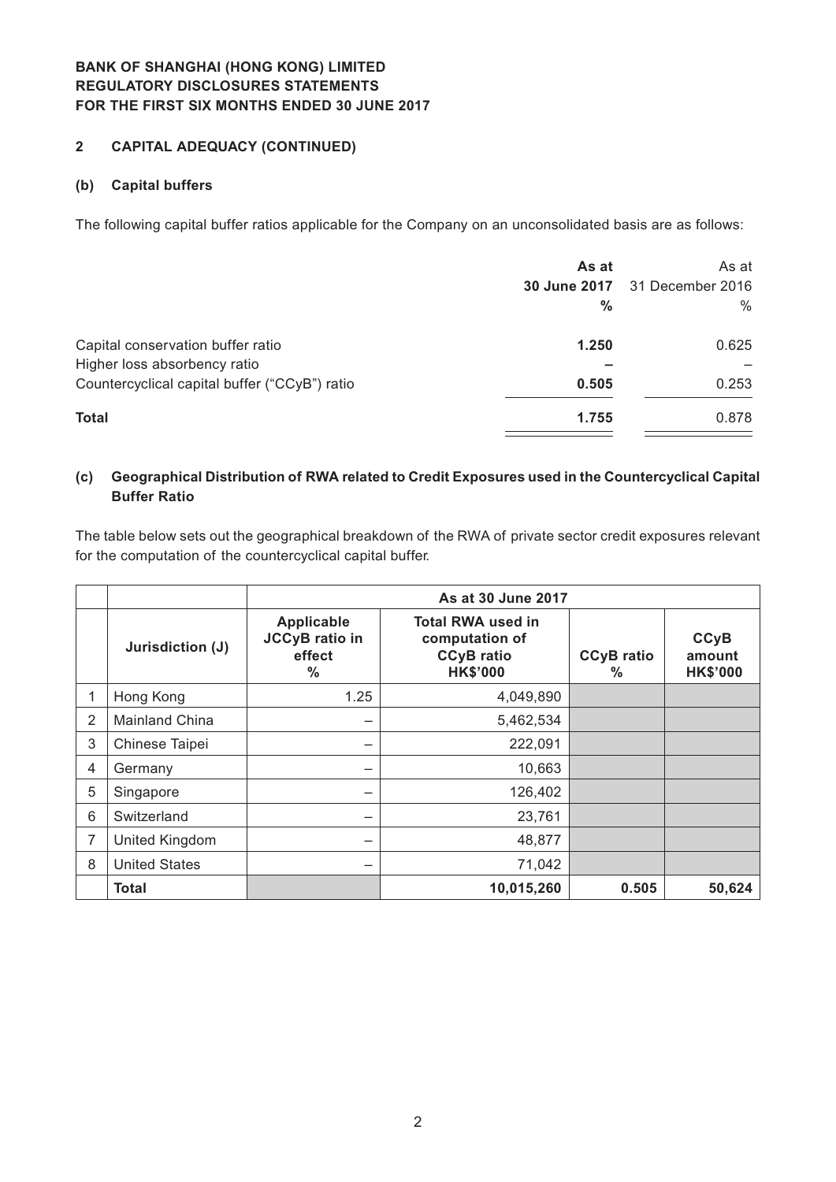**BANK OF SHANGHAI (HONG KONG) LIMITED**
**REGULATORY DISCLOSURES STATEMENTS**
**FOR THE FIRST SIX MONTHS ENDED 30 JUNE 2017**

## 2 CAPITAL ADEQUACY (CONTINUED)

### (b) Capital buffers

The following capital buffer ratios applicable for the Company on an unconsolidated basis are as follows:

| | **As at 30 June 2017 %** | As at 31 December 2016 % |
|---|---|---|
| Capital conservation buffer ratio | **1.250** | 0.625 |
| Higher loss absorbency ratio | **–** | – |
| Countercyclical capital buffer ("CCyB") ratio | **0.505** | 0.253 |
| **Total** | **1.755** | 0.878 |

### (c) Geographical Distribution of RWA related to Credit Exposures used in the Countercyclical Capital Buffer Ratio

The table below sets out the geographical breakdown of the RWA of private sector credit exposures relevant for the computation of the countercyclical capital buffer.

| | | **As at 30 June 2017** | | | |
|---|---|---|---|---|---|
| | **Jurisdiction (J)** | **Applicable JCCyB ratio in effect %** | **Total RWA used in computation of CCyB ratio HK$'000** | **CCyB ratio %** | **CCyB amount HK$'000** |
| 1 | Hong Kong | 1.25 | 4,049,890 | | |
| 2 | Mainland China | – | 5,462,534 | | |
| 3 | Chinese Taipei | – | 222,091 | | |
| 4 | Germany | – | 10,663 | | |
| 5 | Singapore | – | 126,402 | | |
| 6 | Switzerland | – | 23,761 | | |
| 7 | United Kingdom | – | 48,877 | | |
| 8 | United States | – | 71,042 | | |
| | **Total** | | **10,015,260** | **0.505** | **50,624** |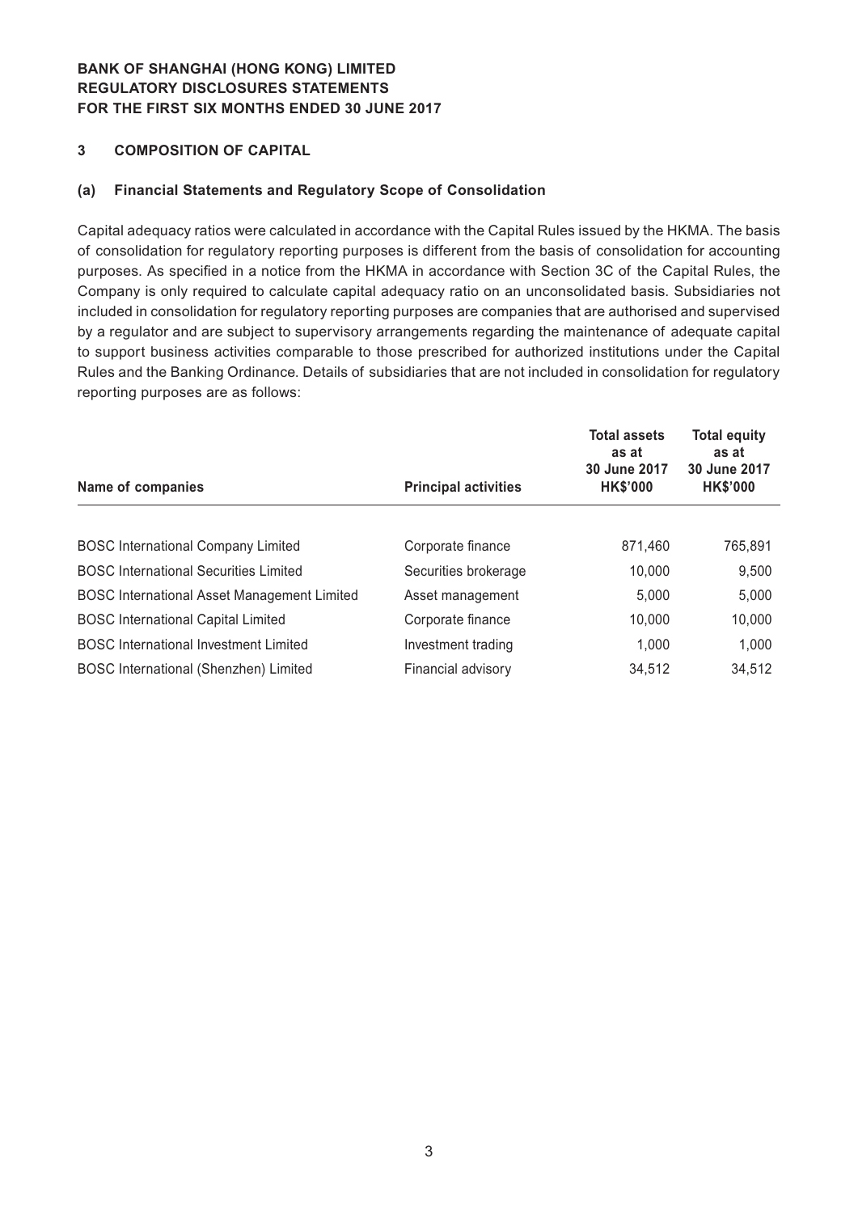# BANK OF SHANGHAI (HONG KONG) LIMITED
# REGULATORY DISCLOSURES STATEMENTS
# FOR THE FIRST SIX MONTHS ENDED 30 JUNE 2017

## 3 COMPOSITION OF CAPITAL

### (a) Financial Statements and Regulatory Scope of Consolidation

Capital adequacy ratios were calculated in accordance with the Capital Rules issued by the HKMA. The basis of consolidation for regulatory reporting purposes is different from the basis of consolidation for accounting purposes. As specified in a notice from the HKMA in accordance with Section 3C of the Capital Rules, the Company is only required to calculate capital adequacy ratio on an unconsolidated basis. Subsidiaries not included in consolidation for regulatory reporting purposes are companies that are authorised and supervised by a regulator and are subject to supervisory arrangements regarding the maintenance of adequate capital to support business activities comparable to those prescribed for authorized institutions under the Capital Rules and the Banking Ordinance. Details of subsidiaries that are not included in consolidation for regulatory reporting purposes are as follows:

| Name of companies | Principal activities | Total assets as at 30 June 2017 HK$'000 | Total equity as at 30 June 2017 HK$'000 |
|---|---|---|---|
| BOSC International Company Limited | Corporate finance | 871,460 | 765,891 |
| BOSC International Securities Limited | Securities brokerage | 10,000 | 9,500 |
| BOSC International Asset Management Limited | Asset management | 5,000 | 5,000 |
| BOSC International Capital Limited | Corporate finance | 10,000 | 10,000 |
| BOSC International Investment Limited | Investment trading | 1,000 | 1,000 |
| BOSC International (Shenzhen) Limited | Financial advisory | 34,512 | 34,512 |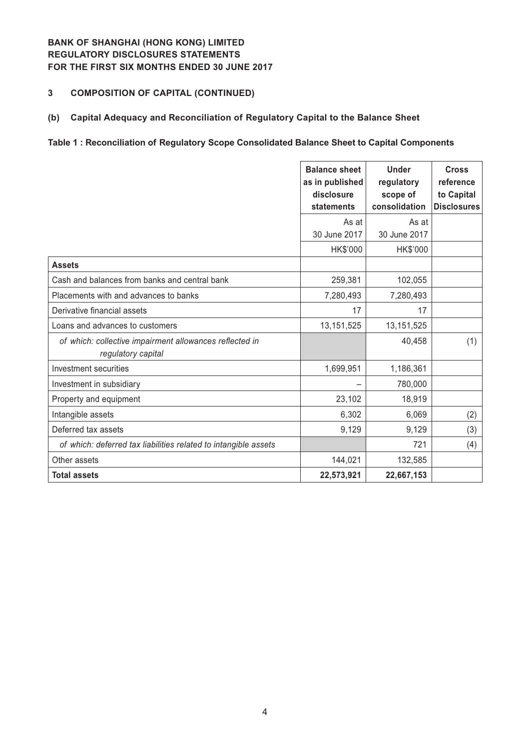**BANK OF SHANGHAI (HONG KONG) LIMITED**
**REGULATORY DISCLOSURES STATEMENTS**
**FOR THE FIRST SIX MONTHS ENDED 30 JUNE 2017**

## 3 COMPOSITION OF CAPITAL (CONTINUED)

### (b) Capital Adequacy and Reconciliation of Regulatory Capital to the Balance Sheet

**Table 1 : Reconciliation of Regulatory Scope Consolidated Balance Sheet to Capital Components**

| | Balance sheet as in published disclosure statements | Under regulatory scope of consolidation | Cross reference to Capital Disclosures |
|---|---|---|---|
| | As at 30 June 2017 | As at 30 June 2017 | |
| | HK$'000 | HK$'000 | |
| **Assets** | | | |
| Cash and balances from banks and central bank | 259,381 | 102,055 | |
| Placements with and advances to banks | 7,280,493 | 7,280,493 | |
| Derivative financial assets | 17 | 17 | |
| Loans and advances to customers | 13,151,525 | 13,151,525 | |
| *of which: collective impairment allowances reflected in regulatory capital* | | 40,458 | (1) |
| Investment securities | 1,699,951 | 1,186,361 | |
| Investment in subsidiary | – | 780,000 | |
| Property and equipment | 23,102 | 18,919 | |
| Intangible assets | 6,302 | 6,069 | (2) |
| Deferred tax assets | 9,129 | 9,129 | (3) |
| *of which: deferred tax liabilities related to intangible assets* | | 721 | (4) |
| Other assets | 144,021 | 132,585 | |
| **Total assets** | **22,573,921** | **22,667,153** | |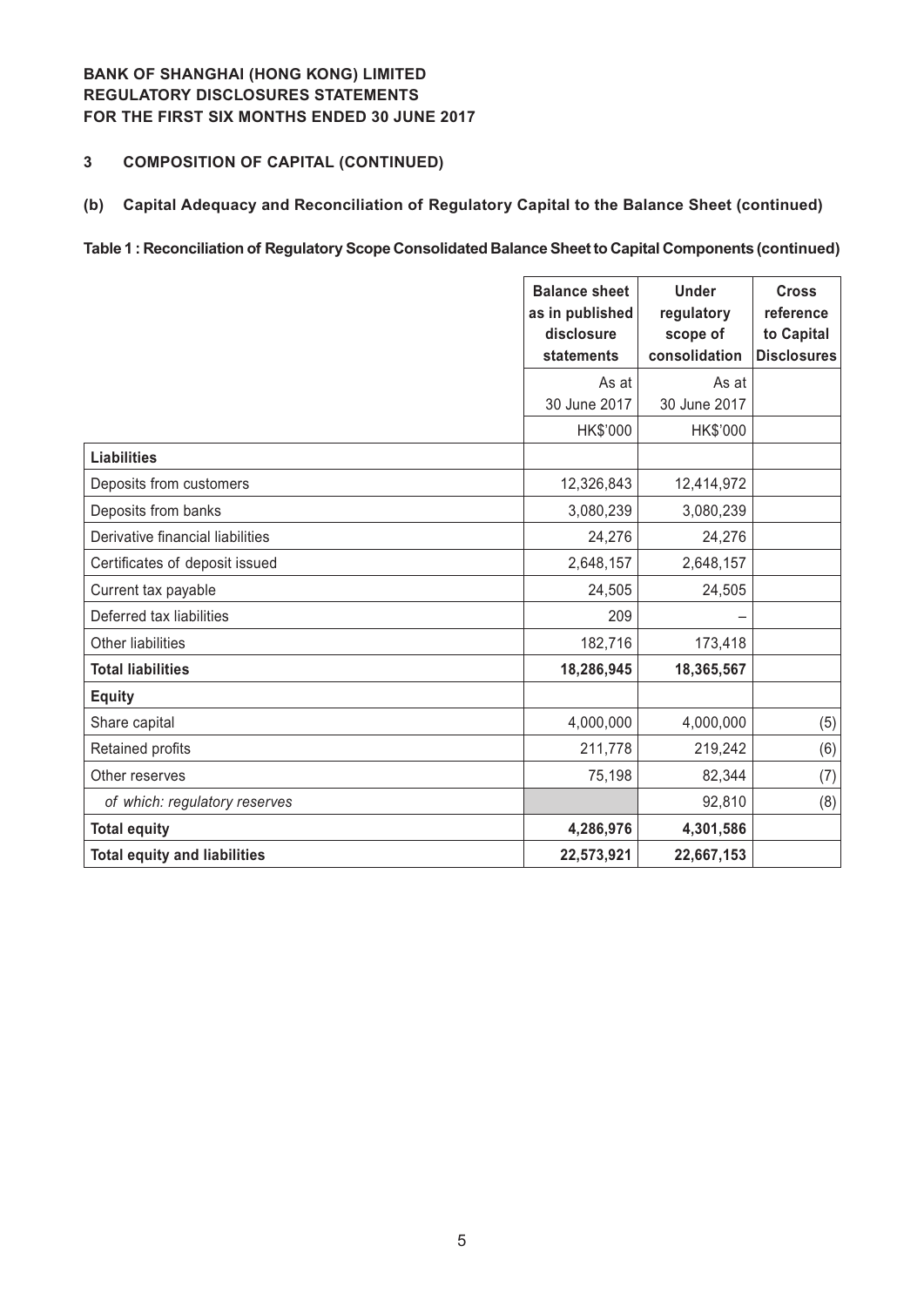**BANK OF SHANGHAI (HONG KONG) LIMITED**
**REGULATORY DISCLOSURES STATEMENTS**
**FOR THE FIRST SIX MONTHS ENDED 30 JUNE 2017**

## 3 COMPOSITION OF CAPITAL (CONTINUED)

### (b) Capital Adequacy and Reconciliation of Regulatory Capital to the Balance Sheet (continued)

**Table 1 : Reconciliation of Regulatory Scope Consolidated Balance Sheet to Capital Components (continued)**

| | Balance sheet as in published disclosure statements | Under regulatory scope of consolidation | Cross reference to Capital Disclosures |
|---|---|---|---|
| | As at 30 June 2017 | As at 30 June 2017 | |
| | HK$'000 | HK$'000 | |
| **Liabilities** | | | |
| Deposits from customers | 12,326,843 | 12,414,972 | |
| Deposits from banks | 3,080,239 | 3,080,239 | |
| Derivative financial liabilities | 24,276 | 24,276 | |
| Certificates of deposit issued | 2,648,157 | 2,648,157 | |
| Current tax payable | 24,505 | 24,505 | |
| Deferred tax liabilities | 209 | – | |
| Other liabilities | 182,716 | 173,418 | |
| **Total liabilities** | **18,286,945** | **18,365,567** | |
| **Equity** | | | |
| Share capital | 4,000,000 | 4,000,000 | (5) |
| Retained profits | 211,778 | 219,242 | (6) |
| Other reserves | 75,198 | 82,344 | (7) |
| *of which: regulatory reserves* | | 92,810 | (8) |
| **Total equity** | **4,286,976** | **4,301,586** | |
| **Total equity and liabilities** | **22,573,921** | **22,667,153** | |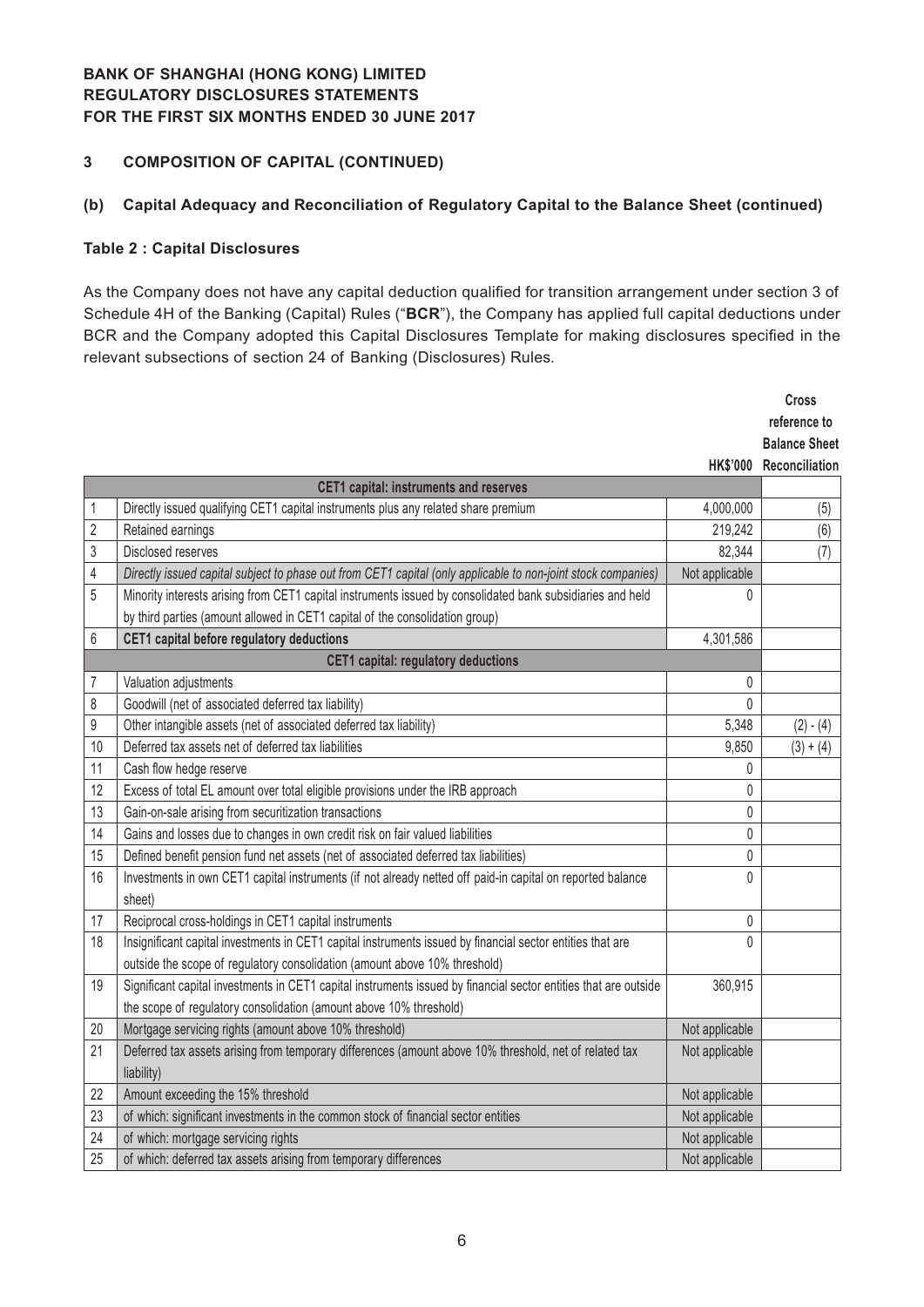**BANK OF SHANGHAI (HONG KONG) LIMITED**
**REGULATORY DISCLOSURES STATEMENTS**
**FOR THE FIRST SIX MONTHS ENDED 30 JUNE 2017**

## 3 COMPOSITION OF CAPITAL (CONTINUED)

### (b) Capital Adequacy and Reconciliation of Regulatory Capital to the Balance Sheet (continued)

#### Table 2 : Capital Disclosures

As the Company does not have any capital deduction qualified for transition arrangement under section 3 of Schedule 4H of the Banking (Capital) Rules ("**BCR**"), the Company has applied full capital deductions under BCR and the Company adopted this Capital Disclosures Template for making disclosures specified in the relevant subsections of section 24 of Banking (Disclosures) Rules.

| | | HK$'000 | Cross reference to Balance Sheet Reconciliation |
|---|---|---|---|
| | **CET1 capital: instruments and reserves** | | |
| 1 | Directly issued qualifying CET1 capital instruments plus any related share premium | 4,000,000 | (5) |
| 2 | Retained earnings | 219,242 | (6) |
| 3 | Disclosed reserves | 82,344 | (7) |
| 4 | *Directly issued capital subject to phase out from CET1 capital (only applicable to non-joint stock companies)* | Not applicable | |
| 5 | Minority interests arising from CET1 capital instruments issued by consolidated bank subsidiaries and held by third parties (amount allowed in CET1 capital of the consolidation group) | 0 | |
| 6 | **CET1 capital before regulatory deductions** | 4,301,586 | |
| | **CET1 capital: regulatory deductions** | | |
| 7 | Valuation adjustments | 0 | |
| 8 | Goodwill (net of associated deferred tax liability) | 0 | |
| 9 | Other intangible assets (net of associated deferred tax liability) | 5,348 | (2) - (4) |
| 10 | Deferred tax assets net of deferred tax liabilities | 9,850 | (3) + (4) |
| 11 | Cash flow hedge reserve | 0 | |
| 12 | Excess of total EL amount over total eligible provisions under the IRB approach | 0 | |
| 13 | Gain-on-sale arising from securitization transactions | 0 | |
| 14 | Gains and losses due to changes in own credit risk on fair valued liabilities | 0 | |
| 15 | Defined benefit pension fund net assets (net of associated deferred tax liabilities) | 0 | |
| 16 | Investments in own CET1 capital instruments (if not already netted off paid-in capital on reported balance sheet) | 0 | |
| 17 | Reciprocal cross-holdings in CET1 capital instruments | 0 | |
| 18 | Insignificant capital investments in CET1 capital instruments issued by financial sector entities that are outside the scope of regulatory consolidation (amount above 10% threshold) | 0 | |
| 19 | Significant capital investments in CET1 capital instruments issued by financial sector entities that are outside the scope of regulatory consolidation (amount above 10% threshold) | 360,915 | |
| 20 | Mortgage servicing rights (amount above 10% threshold) | Not applicable | |
| 21 | Deferred tax assets arising from temporary differences (amount above 10% threshold, net of related tax liability) | Not applicable | |
| 22 | Amount exceeding the 15% threshold | Not applicable | |
| 23 | of which: significant investments in the common stock of financial sector entities | Not applicable | |
| 24 | of which: mortgage servicing rights | Not applicable | |
| 25 | of which: deferred tax assets arising from temporary differences | Not applicable | |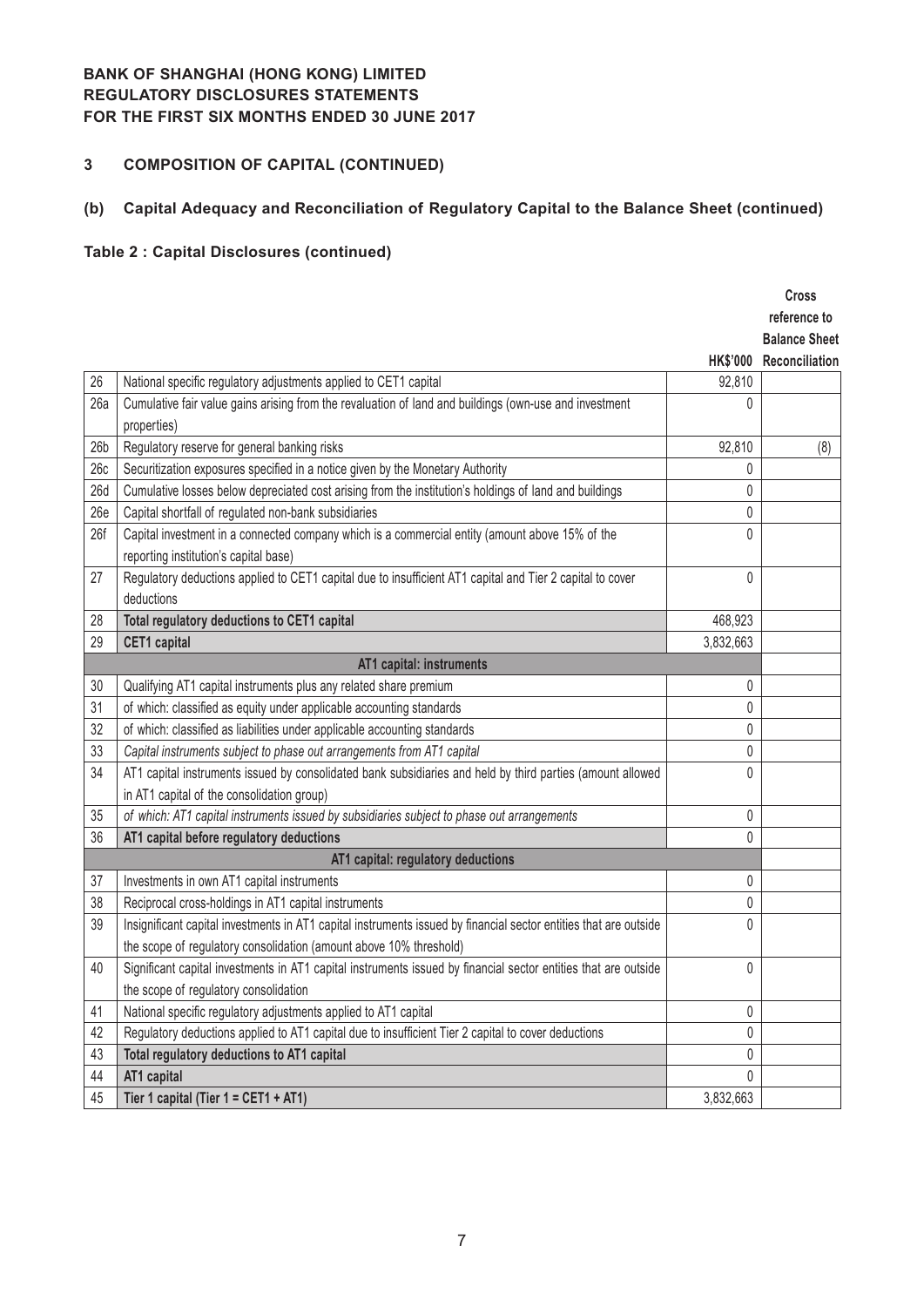**BANK OF SHANGHAI (HONG KONG) LIMITED**
**REGULATORY DISCLOSURES STATEMENTS**
**FOR THE FIRST SIX MONTHS ENDED 30 JUNE 2017**

## 3 COMPOSITION OF CAPITAL (CONTINUED)

### (b) Capital Adequacy and Reconciliation of Regulatory Capital to the Balance Sheet (continued)

**Table 2 : Capital Disclosures (continued)**

| | | HK$'000 | Cross reference to Balance Sheet Reconciliation |
|---|---|---|---|
| 26 | National specific regulatory adjustments applied to CET1 capital | 92,810 | |
| 26a | Cumulative fair value gains arising from the revaluation of land and buildings (own-use and investment properties) | 0 | |
| 26b | Regulatory reserve for general banking risks | 92,810 | (8) |
| 26c | Securitization exposures specified in a notice given by the Monetary Authority | 0 | |
| 26d | Cumulative losses below depreciated cost arising from the institution's holdings of land and buildings | 0 | |
| 26e | Capital shortfall of regulated non-bank subsidiaries | 0 | |
| 26f | Capital investment in a connected company which is a commercial entity (amount above 15% of the reporting institution's capital base) | 0 | |
| 27 | Regulatory deductions applied to CET1 capital due to insufficient AT1 capital and Tier 2 capital to cover deductions | 0 | |
| 28 | **Total regulatory deductions to CET1 capital** | 468,923 | |
| 29 | **CET1 capital** | 3,832,663 | |
| | **AT1 capital: instruments** | | |
| 30 | Qualifying AT1 capital instruments plus any related share premium | 0 | |
| 31 | of which: classified as equity under applicable accounting standards | 0 | |
| 32 | of which: classified as liabilities under applicable accounting standards | 0 | |
| 33 | *Capital instruments subject to phase out arrangements from AT1 capital* | 0 | |
| 34 | AT1 capital instruments issued by consolidated bank subsidiaries and held by third parties (amount allowed in AT1 capital of the consolidation group) | 0 | |
| 35 | *of which: AT1 capital instruments issued by subsidiaries subject to phase out arrangements* | 0 | |
| 36 | **AT1 capital before regulatory deductions** | 0 | |
| | **AT1 capital: regulatory deductions** | | |
| 37 | Investments in own AT1 capital instruments | 0 | |
| 38 | Reciprocal cross-holdings in AT1 capital instruments | 0 | |
| 39 | Insignificant capital investments in AT1 capital instruments issued by financial sector entities that are outside the scope of regulatory consolidation (amount above 10% threshold) | 0 | |
| 40 | Significant capital investments in AT1 capital instruments issued by financial sector entities that are outside the scope of regulatory consolidation | 0 | |
| 41 | National specific regulatory adjustments applied to AT1 capital | 0 | |
| 42 | Regulatory deductions applied to AT1 capital due to insufficient Tier 2 capital to cover deductions | 0 | |
| 43 | **Total regulatory deductions to AT1 capital** | 0 | |
| 44 | **AT1 capital** | 0 | |
| 45 | **Tier 1 capital (Tier 1 = CET1 + AT1)** | 3,832,663 | |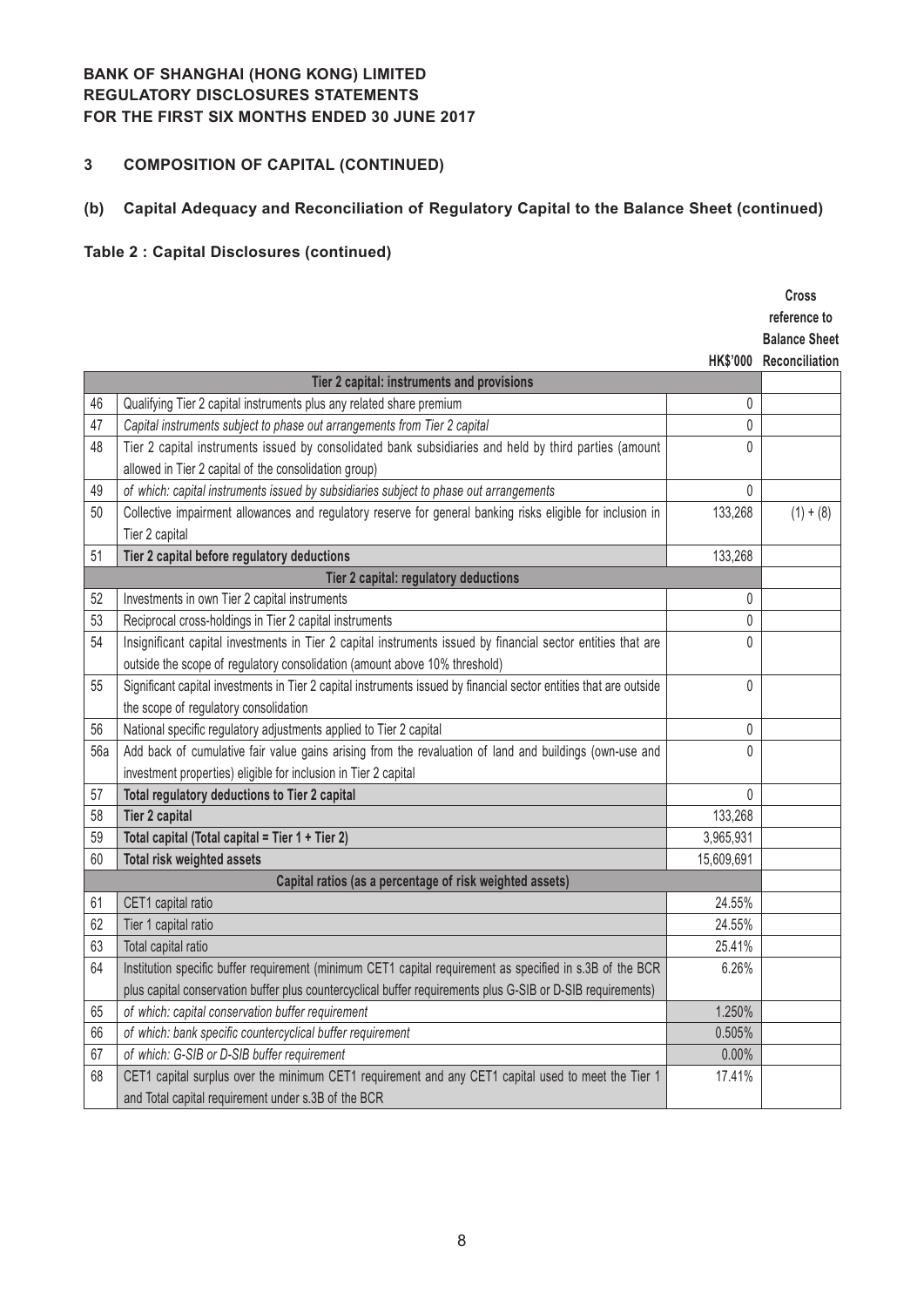**BANK OF SHANGHAI (HONG KONG) LIMITED**
**REGULATORY DISCLOSURES STATEMENTS**
**FOR THE FIRST SIX MONTHS ENDED 30 JUNE 2017**

## 3 COMPOSITION OF CAPITAL (CONTINUED)

### (b) Capital Adequacy and Reconciliation of Regulatory Capital to the Balance Sheet (continued)

**Table 2 : Capital Disclosures (continued)**

| | | HK$'000 | Cross reference to Balance Sheet Reconciliation |
|---|---|---|---|
| | **Tier 2 capital: instruments and provisions** | | |
| 46 | Qualifying Tier 2 capital instruments plus any related share premium | 0 | |
| 47 | *Capital instruments subject to phase out arrangements from Tier 2 capital* | 0 | |
| 48 | Tier 2 capital instruments issued by consolidated bank subsidiaries and held by third parties (amount allowed in Tier 2 capital of the consolidation group) | 0 | |
| 49 | *of which: capital instruments issued by subsidiaries subject to phase out arrangements* | 0 | |
| 50 | Collective impairment allowances and regulatory reserve for general banking risks eligible for inclusion in Tier 2 capital | 133,268 | (1) + (8) |
| 51 | **Tier 2 capital before regulatory deductions** | 133,268 | |
| | **Tier 2 capital: regulatory deductions** | | |
| 52 | Investments in own Tier 2 capital instruments | 0 | |
| 53 | Reciprocal cross-holdings in Tier 2 capital instruments | 0 | |
| 54 | Insignificant capital investments in Tier 2 capital instruments issued by financial sector entities that are outside the scope of regulatory consolidation (amount above 10% threshold) | 0 | |
| 55 | Significant capital investments in Tier 2 capital instruments issued by financial sector entities that are outside the scope of regulatory consolidation | 0 | |
| 56 | National specific regulatory adjustments applied to Tier 2 capital | 0 | |
| 56a | Add back of cumulative fair value gains arising from the revaluation of land and buildings (own-use and investment properties) eligible for inclusion in Tier 2 capital | 0 | |
| 57 | **Total regulatory deductions to Tier 2 capital** | 0 | |
| 58 | **Tier 2 capital** | 133,268 | |
| 59 | **Total capital (Total capital = Tier 1 + Tier 2)** | 3,965,931 | |
| 60 | **Total risk weighted assets** | 15,609,691 | |
| | **Capital ratios (as a percentage of risk weighted assets)** | | |
| 61 | CET1 capital ratio | 24.55% | |
| 62 | Tier 1 capital ratio | 24.55% | |
| 63 | Total capital ratio | 25.41% | |
| 64 | Institution specific buffer requirement (minimum CET1 capital requirement as specified in s.3B of the BCR plus capital conservation buffer plus countercyclical buffer requirements plus G-SIB or D-SIB requirements) | 6.26% | |
| 65 | *of which: capital conservation buffer requirement* | 1.250% | |
| 66 | *of which: bank specific countercyclical buffer requirement* | 0.505% | |
| 67 | *of which: G-SIB or D-SIB buffer requirement* | 0.00% | |
| 68 | CET1 capital surplus over the minimum CET1 requirement and any CET1 capital used to meet the Tier 1 and Total capital requirement under s.3B of the BCR | 17.41% | |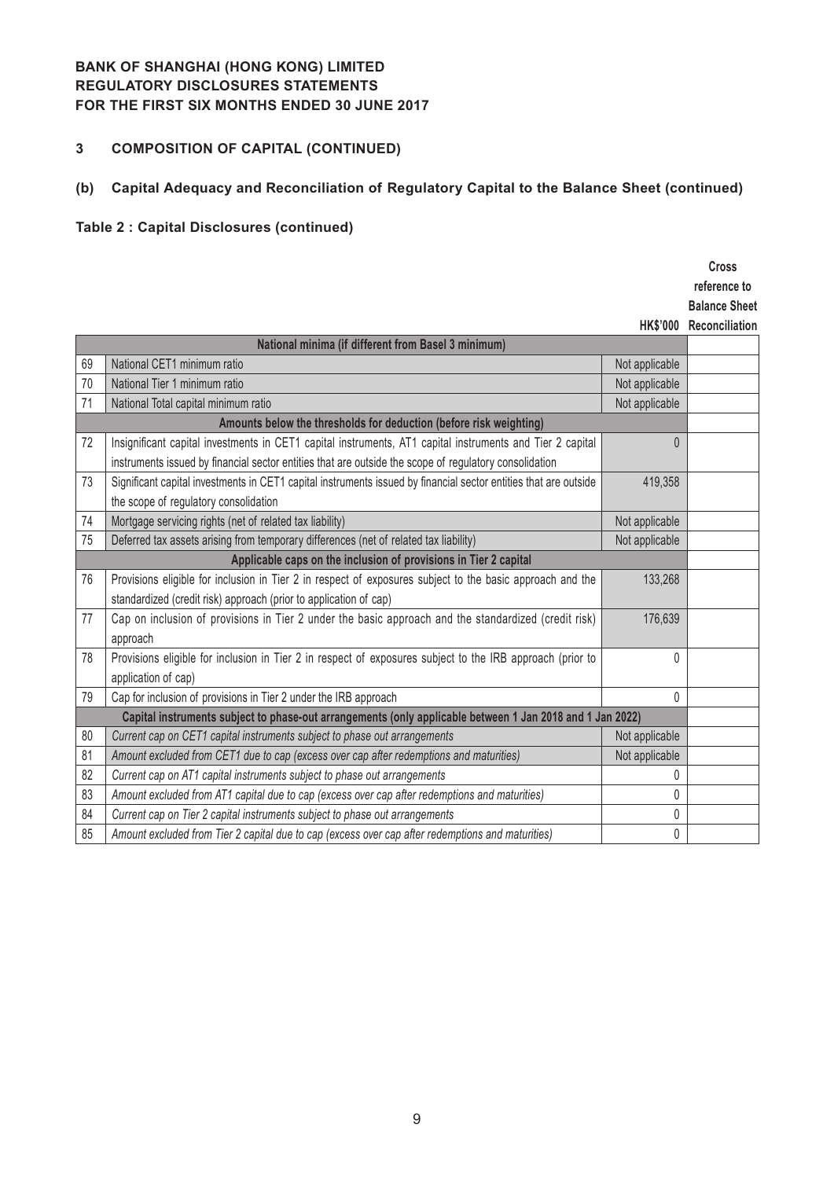**BANK OF SHANGHAI (HONG KONG) LIMITED**
**REGULATORY DISCLOSURES STATEMENTS**
**FOR THE FIRST SIX MONTHS ENDED 30 JUNE 2017**

## 3 COMPOSITION OF CAPITAL (CONTINUED)

### (b) Capital Adequacy and Reconciliation of Regulatory Capital to the Balance Sheet (continued)

**Table 2 : Capital Disclosures (continued)**

| | | HK$'000 | Cross reference to Balance Sheet Reconciliation |
|---|---|---|---|
| | **National minima (if different from Basel 3 minimum)** | | |
| 69 | National CET1 minimum ratio | Not applicable | |
| 70 | National Tier 1 minimum ratio | Not applicable | |
| 71 | National Total capital minimum ratio | Not applicable | |
| | **Amounts below the thresholds for deduction (before risk weighting)** | | |
| 72 | Insignificant capital investments in CET1 capital instruments, AT1 capital instruments and Tier 2 capital instruments issued by financial sector entities that are outside the scope of regulatory consolidation | 0 | |
| 73 | Significant capital investments in CET1 capital instruments issued by financial sector entities that are outside the scope of regulatory consolidation | 419,358 | |
| 74 | Mortgage servicing rights (net of related tax liability) | Not applicable | |
| 75 | Deferred tax assets arising from temporary differences (net of related tax liability) | Not applicable | |
| | **Applicable caps on the inclusion of provisions in Tier 2 capital** | | |
| 76 | Provisions eligible for inclusion in Tier 2 in respect of exposures subject to the basic approach and the standardized (credit risk) approach (prior to application of cap) | 133,268 | |
| 77 | Cap on inclusion of provisions in Tier 2 under the basic approach and the standardized (credit risk) approach | 176,639 | |
| 78 | Provisions eligible for inclusion in Tier 2 in respect of exposures subject to the IRB approach (prior to application of cap) | 0 | |
| 79 | Cap for inclusion of provisions in Tier 2 under the IRB approach | 0 | |
| | **Capital instruments subject to phase-out arrangements (only applicable between 1 Jan 2018 and 1 Jan 2022)** | | |
| 80 | *Current cap on CET1 capital instruments subject to phase out arrangements* | Not applicable | |
| 81 | *Amount excluded from CET1 due to cap (excess over cap after redemptions and maturities)* | Not applicable | |
| 82 | *Current cap on AT1 capital instruments subject to phase out arrangements* | 0 | |
| 83 | *Amount excluded from AT1 capital due to cap (excess over cap after redemptions and maturities)* | 0 | |
| 84 | *Current cap on Tier 2 capital instruments subject to phase out arrangements* | 0 | |
| 85 | *Amount excluded from Tier 2 capital due to cap (excess over cap after redemptions and maturities)* | 0 | |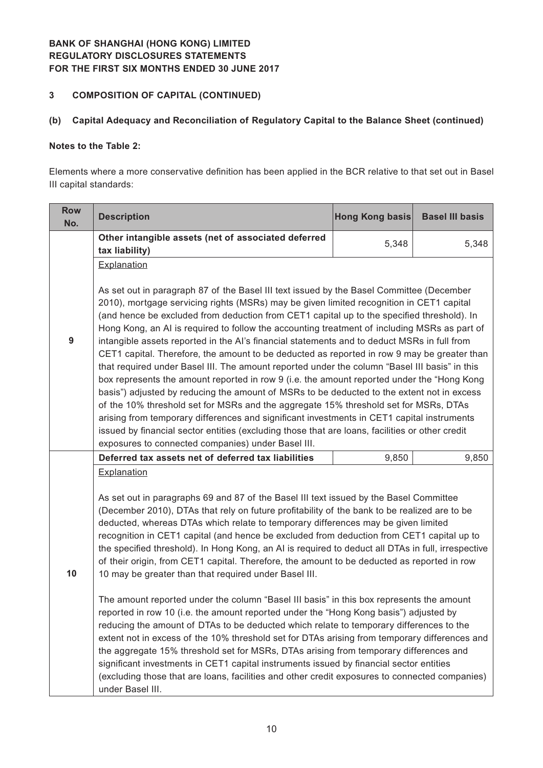**BANK OF SHANGHAI (HONG KONG) LIMITED**
**REGULATORY DISCLOSURES STATEMENTS**
**FOR THE FIRST SIX MONTHS ENDED 30 JUNE 2017**

## 3 COMPOSITION OF CAPITAL (CONTINUED)

### (b) Capital Adequacy and Reconciliation of Regulatory Capital to the Balance Sheet (continued)

**Notes to the Table 2:**

Elements where a more conservative definition has been applied in the BCR relative to that set out in Basel III capital standards:

| Row No. | Description | Hong Kong basis | Basel III basis |
|---|---|---|---|
| 9 | **Other intangible assets (net of associated deferred tax liability)** | 5,348 | 5,348 |
| | Explanation<br><br>As set out in paragraph 87 of the Basel III text issued by the Basel Committee (December 2010), mortgage servicing rights (MSRs) may be given limited recognition in CET1 capital (and hence be excluded from deduction from CET1 capital up to the specified threshold). In Hong Kong, an AI is required to follow the accounting treatment of including MSRs as part of intangible assets reported in the AI's financial statements and to deduct MSRs in full from CET1 capital. Therefore, the amount to be deducted as reported in row 9 may be greater than that required under Basel III. The amount reported under the column "Basel III basis" in this box represents the amount reported in row 9 (i.e. the amount reported under the "Hong Kong basis") adjusted by reducing the amount of MSRs to be deducted to the extent not in excess of the 10% threshold set for MSRs and the aggregate 15% threshold set for MSRs, DTAs arising from temporary differences and significant investments in CET1 capital instruments issued by financial sector entities (excluding those that are loans, facilities or other credit exposures to connected companies) under Basel III. | | |
| 10 | **Deferred tax assets net of deferred tax liabilities** | 9,850 | 9,850 |
| | Explanation<br><br>As set out in paragraphs 69 and 87 of the Basel III text issued by the Basel Committee (December 2010), DTAs that rely on future profitability of the bank to be realized are to be deducted, whereas DTAs which relate to temporary differences may be given limited recognition in CET1 capital (and hence be excluded from deduction from CET1 capital up to the specified threshold). In Hong Kong, an AI is required to deduct all DTAs in full, irrespective of their origin, from CET1 capital. Therefore, the amount to be deducted as reported in row 10 may be greater than that required under Basel III.<br><br>The amount reported under the column "Basel III basis" in this box represents the amount reported in row 10 (i.e. the amount reported under the "Hong Kong basis") adjusted by reducing the amount of DTAs to be deducted which relate to temporary differences to the extent not in excess of the 10% threshold set for DTAs arising from temporary differences and the aggregate 15% threshold set for MSRs, DTAs arising from temporary differences and significant investments in CET1 capital instruments issued by financial sector entities (excluding those that are loans, facilities and other credit exposures to connected companies) under Basel III. | | |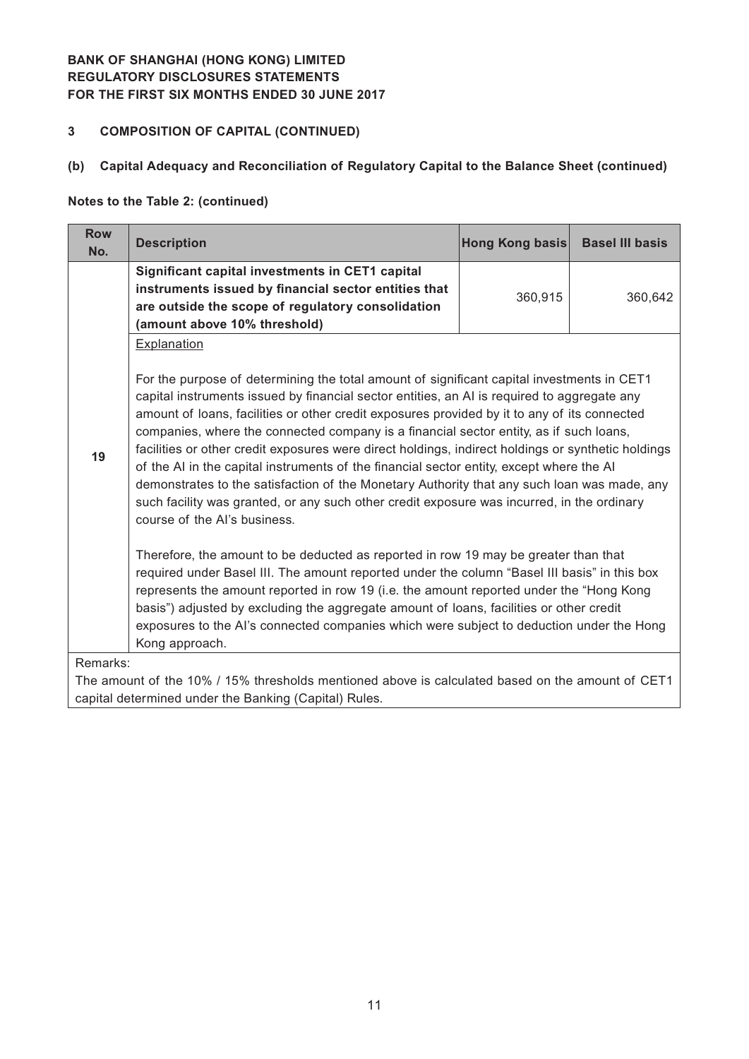**BANK OF SHANGHAI (HONG KONG) LIMITED**
**REGULATORY DISCLOSURES STATEMENTS**
**FOR THE FIRST SIX MONTHS ENDED 30 JUNE 2017**

## 3 COMPOSITION OF CAPITAL (CONTINUED)

### (b) Capital Adequacy and Reconciliation of Regulatory Capital to the Balance Sheet (continued)

**Notes to the Table 2: (continued)**

| Row No. | Description | Hong Kong basis | Basel III basis |
|---|---|---|---|
| 19 | **Significant capital investments in CET1 capital instruments issued by financial sector entities that are outside the scope of regulatory consolidation (amount above 10% threshold)** | 360,915 | 360,642 |
| | Explanation<br><br>For the purpose of determining the total amount of significant capital investments in CET1 capital instruments issued by financial sector entities, an AI is required to aggregate any amount of loans, facilities or other credit exposures provided by it to any of its connected companies, where the connected company is a financial sector entity, as if such loans, facilities or other credit exposures were direct holdings, indirect holdings or synthetic holdings of the AI in the capital instruments of the financial sector entity, except where the AI demonstrates to the satisfaction of the Monetary Authority that any such loan was made, any such facility was granted, or any such other credit exposure was incurred, in the ordinary course of the AI's business.<br><br>Therefore, the amount to be deducted as reported in row 19 may be greater than that required under Basel III. The amount reported under the column "Basel III basis" in this box represents the amount reported in row 19 (i.e. the amount reported under the "Hong Kong basis") adjusted by excluding the aggregate amount of loans, facilities or other credit exposures to the AI's connected companies which were subject to deduction under the Hong Kong approach. | | |

Remarks:
The amount of the 10% / 15% thresholds mentioned above is calculated based on the amount of CET1 capital determined under the Banking (Capital) Rules.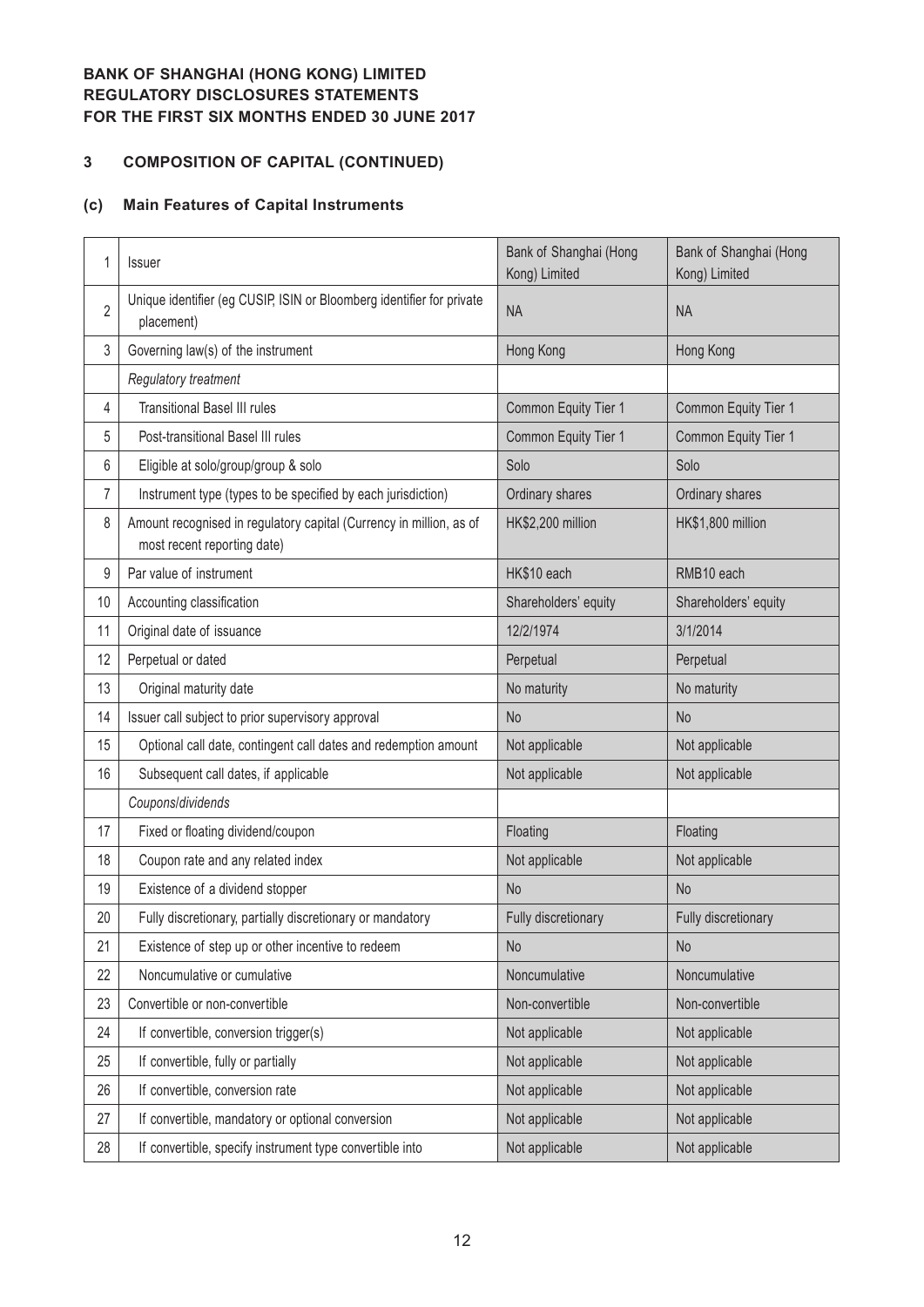**BANK OF SHANGHAI (HONG KONG) LIMITED**
**REGULATORY DISCLOSURES STATEMENTS**
**FOR THE FIRST SIX MONTHS ENDED 30 JUNE 2017**

## 3 COMPOSITION OF CAPITAL (CONTINUED)

### (c) Main Features of Capital Instruments

| | | | |
|---|---|---|---|
| 1 | Issuer | Bank of Shanghai (Hong Kong) Limited | Bank of Shanghai (Hong Kong) Limited |
| 2 | Unique identifier (eg CUSIP, ISIN or Bloomberg identifier for private placement) | NA | NA |
| 3 | Governing law(s) of the instrument | Hong Kong | Hong Kong |
| | *Regulatory treatment* | | |
| 4 | Transitional Basel III rules | Common Equity Tier 1 | Common Equity Tier 1 |
| 5 | Post-transitional Basel III rules | Common Equity Tier 1 | Common Equity Tier 1 |
| 6 | Eligible at solo/group/group & solo | Solo | Solo |
| 7 | Instrument type (types to be specified by each jurisdiction) | Ordinary shares | Ordinary shares |
| 8 | Amount recognised in regulatory capital (Currency in million, as of most recent reporting date) | HK$2,200 million | HK$1,800 million |
| 9 | Par value of instrument | HK$10 each | RMB10 each |
| 10 | Accounting classification | Shareholders' equity | Shareholders' equity |
| 11 | Original date of issuance | 12/2/1974 | 3/1/2014 |
| 12 | Perpetual or dated | Perpetual | Perpetual |
| 13 | Original maturity date | No maturity | No maturity |
| 14 | Issuer call subject to prior supervisory approval | No | No |
| 15 | Optional call date, contingent call dates and redemption amount | Not applicable | Not applicable |
| 16 | Subsequent call dates, if applicable | Not applicable | Not applicable |
| | *Coupons/dividends* | | |
| 17 | Fixed or floating dividend/coupon | Floating | Floating |
| 18 | Coupon rate and any related index | Not applicable | Not applicable |
| 19 | Existence of a dividend stopper | No | No |
| 20 | Fully discretionary, partially discretionary or mandatory | Fully discretionary | Fully discretionary |
| 21 | Existence of step up or other incentive to redeem | No | No |
| 22 | Noncumulative or cumulative | Noncumulative | Noncumulative |
| 23 | Convertible or non-convertible | Non-convertible | Non-convertible |
| 24 | If convertible, conversion trigger(s) | Not applicable | Not applicable |
| 25 | If convertible, fully or partially | Not applicable | Not applicable |
| 26 | If convertible, conversion rate | Not applicable | Not applicable |
| 27 | If convertible, mandatory or optional conversion | Not applicable | Not applicable |
| 28 | If convertible, specify instrument type convertible into | Not applicable | Not applicable |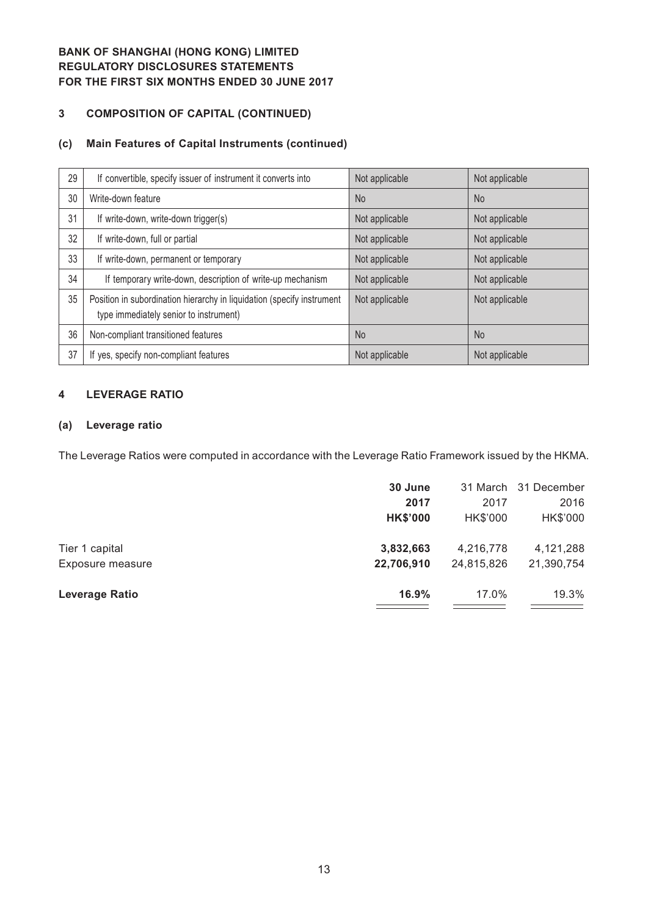**BANK OF SHANGHAI (HONG KONG) LIMITED**
**REGULATORY DISCLOSURES STATEMENTS**
**FOR THE FIRST SIX MONTHS ENDED 30 JUNE 2017**

## 3 COMPOSITION OF CAPITAL (CONTINUED)

### (c) Main Features of Capital Instruments (continued)

| | | | |
|---|---|---|---|
| 29 | If convertible, specify issuer of instrument it converts into | Not applicable | Not applicable |
| 30 | Write-down feature | No | No |
| 31 | If write-down, write-down trigger(s) | Not applicable | Not applicable |
| 32 | If write-down, full or partial | Not applicable | Not applicable |
| 33 | If write-down, permanent or temporary | Not applicable | Not applicable |
| 34 | If temporary write-down, description of write-up mechanism | Not applicable | Not applicable |
| 35 | Position in subordination hierarchy in liquidation (specify instrument type immediately senior to instrument) | Not applicable | Not applicable |
| 36 | Non-compliant transitioned features | No | No |
| 37 | If yes, specify non-compliant features | Not applicable | Not applicable |

## 4 LEVERAGE RATIO

### (a) Leverage ratio

The Leverage Ratios were computed in accordance with the Leverage Ratio Framework issued by the HKMA.

| | **30 June 2017 HK$'000** | 31 March 2017 HK$'000 | 31 December 2016 HK$'000 |
|---|---|---|---|
| Tier 1 capital | **3,832,663** | 4,216,778 | 4,121,288 |
| Exposure measure | **22,706,910** | 24,815,826 | 21,390,754 |
| **Leverage Ratio** | **16.9%** | 17.0% | 19.3% |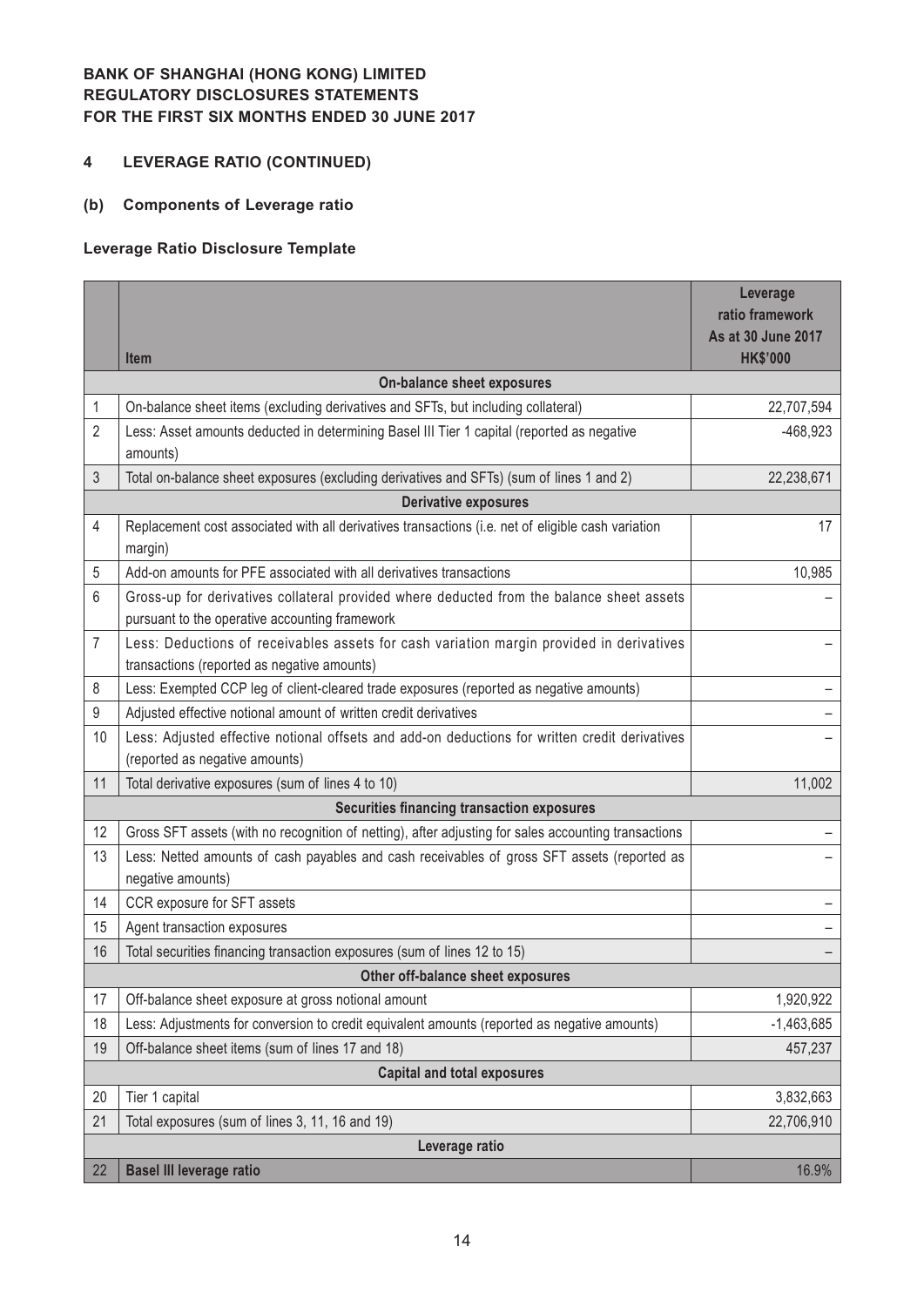**BANK OF SHANGHAI (HONG KONG) LIMITED**
**REGULATORY DISCLOSURES STATEMENTS**
**FOR THE FIRST SIX MONTHS ENDED 30 JUNE 2017**

## 4 LEVERAGE RATIO (CONTINUED)

### (b) Components of Leverage ratio

**Leverage Ratio Disclosure Template**

| | Item | Leverage ratio framework As at 30 June 2017 HK$'000 |
|---|---|---|
| | **On-balance sheet exposures** | |
| 1 | On-balance sheet items (excluding derivatives and SFTs, but including collateral) | 22,707,594 |
| 2 | Less: Asset amounts deducted in determining Basel III Tier 1 capital (reported as negative amounts) | -468,923 |
| 3 | Total on-balance sheet exposures (excluding derivatives and SFTs) (sum of lines 1 and 2) | 22,238,671 |
| | **Derivative exposures** | |
| 4 | Replacement cost associated with all derivatives transactions (i.e. net of eligible cash variation margin) | 17 |
| 5 | Add-on amounts for PFE associated with all derivatives transactions | 10,985 |
| 6 | Gross-up for derivatives collateral provided where deducted from the balance sheet assets pursuant to the operative accounting framework | – |
| 7 | Less: Deductions of receivables assets for cash variation margin provided in derivatives transactions (reported as negative amounts) | – |
| 8 | Less: Exempted CCP leg of client-cleared trade exposures (reported as negative amounts) | – |
| 9 | Adjusted effective notional amount of written credit derivatives | – |
| 10 | Less: Adjusted effective notional offsets and add-on deductions for written credit derivatives (reported as negative amounts) | – |
| 11 | Total derivative exposures (sum of lines 4 to 10) | 11,002 |
| | **Securities financing transaction exposures** | |
| 12 | Gross SFT assets (with no recognition of netting), after adjusting for sales accounting transactions | – |
| 13 | Less: Netted amounts of cash payables and cash receivables of gross SFT assets (reported as negative amounts) | – |
| 14 | CCR exposure for SFT assets | – |
| 15 | Agent transaction exposures | – |
| 16 | Total securities financing transaction exposures (sum of lines 12 to 15) | – |
| | **Other off-balance sheet exposures** | |
| 17 | Off-balance sheet exposure at gross notional amount | 1,920,922 |
| 18 | Less: Adjustments for conversion to credit equivalent amounts (reported as negative amounts) | -1,463,685 |
| 19 | Off-balance sheet items (sum of lines 17 and 18) | 457,237 |
| | **Capital and total exposures** | |
| 20 | Tier 1 capital | 3,832,663 |
| 21 | Total exposures (sum of lines 3, 11, 16 and 19) | 22,706,910 |
| | **Leverage ratio** | |
| 22 | **Basel III leverage ratio** | 16.9% |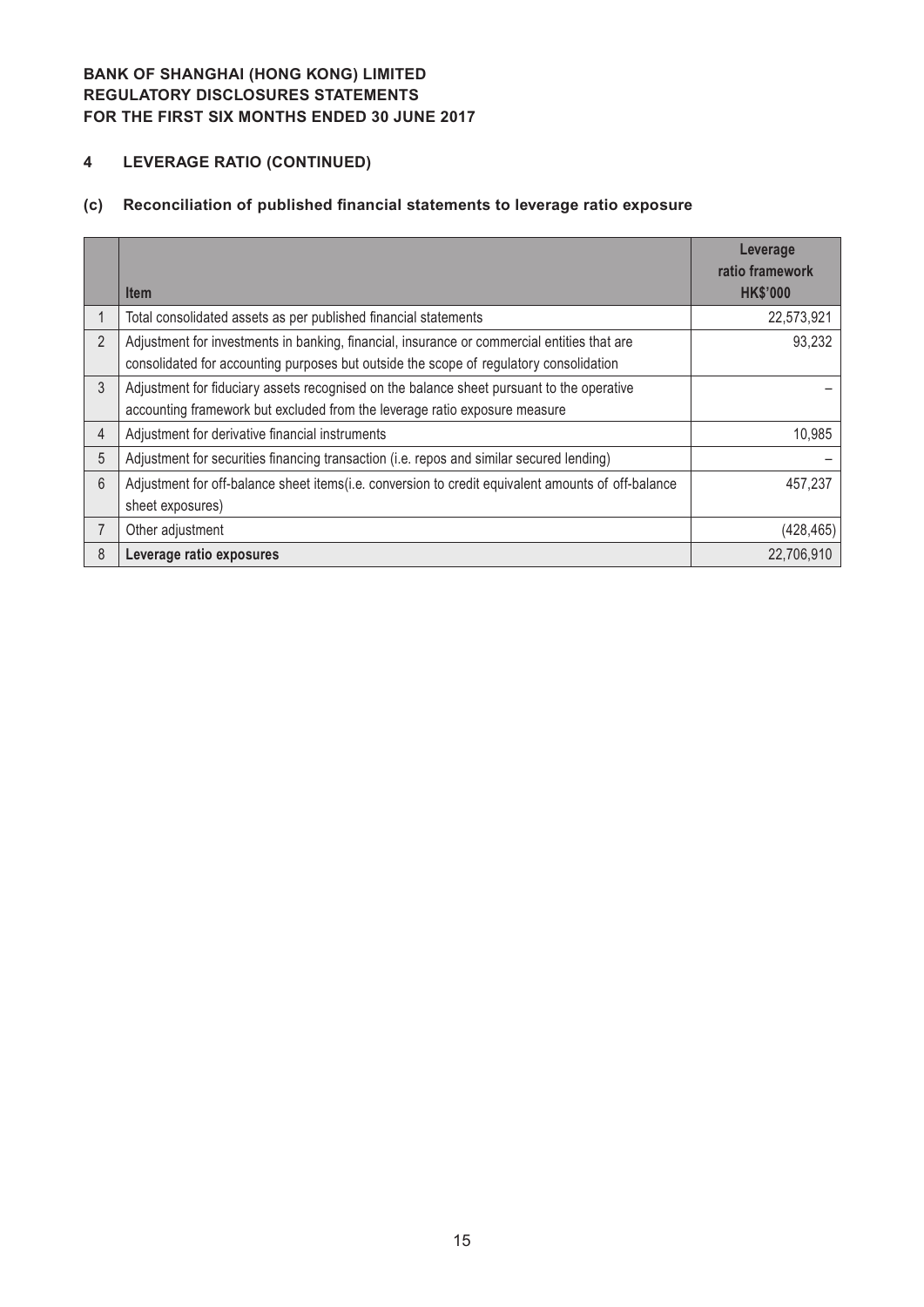**BANK OF SHANGHAI (HONG KONG) LIMITED**
**REGULATORY DISCLOSURES STATEMENTS**
**FOR THE FIRST SIX MONTHS ENDED 30 JUNE 2017**

## 4 LEVERAGE RATIO (CONTINUED)

### (c) Reconciliation of published financial statements to leverage ratio exposure

| | Item | Leverage ratio framework HK$'000 |
|---|---|---|
| 1 | Total consolidated assets as per published financial statements | 22,573,921 |
| 2 | Adjustment for investments in banking, financial, insurance or commercial entities that are consolidated for accounting purposes but outside the scope of regulatory consolidation | 93,232 |
| 3 | Adjustment for fiduciary assets recognised on the balance sheet pursuant to the operative accounting framework but excluded from the leverage ratio exposure measure | – |
| 4 | Adjustment for derivative financial instruments | 10,985 |
| 5 | Adjustment for securities financing transaction (i.e. repos and similar secured lending) | – |
| 6 | Adjustment for off-balance sheet items(i.e. conversion to credit equivalent amounts of off-balance sheet exposures) | 457,237 |
| 7 | Other adjustment | (428,465) |
| 8 | **Leverage ratio exposures** | 22,706,910 |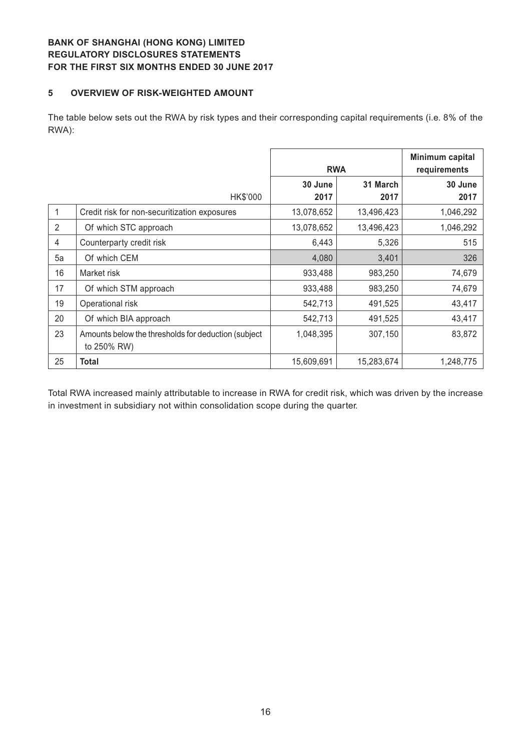**BANK OF SHANGHAI (HONG KONG) LIMITED**
**REGULATORY DISCLOSURES STATEMENTS**
**FOR THE FIRST SIX MONTHS ENDED 30 JUNE 2017**

## 5 OVERVIEW OF RISK-WEIGHTED AMOUNT

The table below sets out the RWA by risk types and their corresponding capital requirements (i.e. 8% of the RWA):

| | | **RWA** | | **Minimum capital requirements** |
|---|---|---|---|---|
| | HK$'000 | **30 June 2017** | **31 March 2017** | **30 June 2017** |
| 1 | Credit risk for non-securitization exposures | 13,078,652 | 13,496,423 | 1,046,292 |
| 2 | Of which STC approach | 13,078,652 | 13,496,423 | 1,046,292 |
| 4 | Counterparty credit risk | 6,443 | 5,326 | 515 |
| 5a | Of which CEM | 4,080 | 3,401 | 326 |
| 16 | Market risk | 933,488 | 983,250 | 74,679 |
| 17 | Of which STM approach | 933,488 | 983,250 | 74,679 |
| 19 | Operational risk | 542,713 | 491,525 | 43,417 |
| 20 | Of which BIA approach | 542,713 | 491,525 | 43,417 |
| 23 | Amounts below the thresholds for deduction (subject to 250% RW) | 1,048,395 | 307,150 | 83,872 |
| 25 | **Total** | 15,609,691 | 15,283,674 | 1,248,775 |

Total RWA increased mainly attributable to increase in RWA for credit risk, which was driven by the increase in investment in subsidiary not within consolidation scope during the quarter.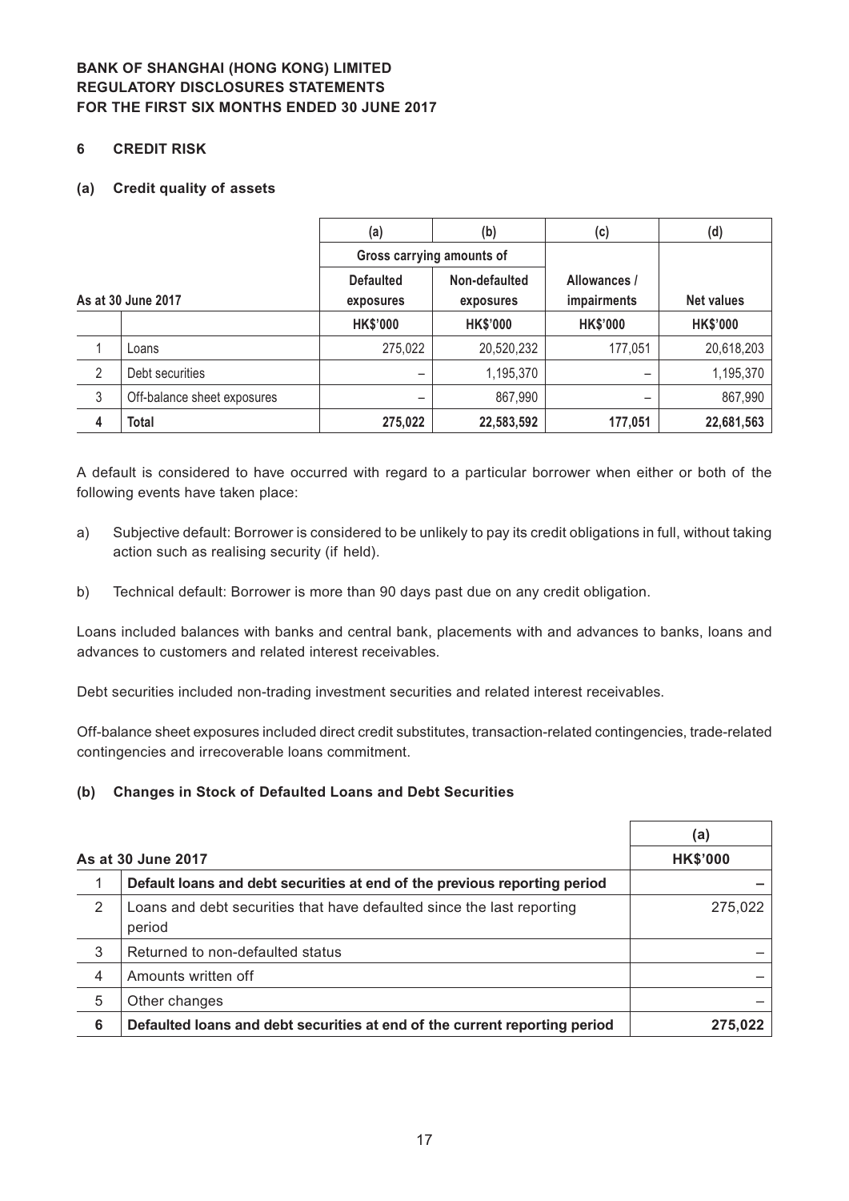**BANK OF SHANGHAI (HONG KONG) LIMITED**
**REGULATORY DISCLOSURES STATEMENTS**
**FOR THE FIRST SIX MONTHS ENDED 30 JUNE 2017**

## 6 CREDIT RISK

### (a) Credit quality of assets

| | | (a) | (b) | (c) | (d) |
|---|---|---|---|---|---|
| | | Gross carrying amounts of | | | |
| **As at 30 June 2017** | | Defaulted exposures | Non-defaulted exposures | Allowances / impairments | Net values |
| | | HK$'000 | HK$'000 | HK$'000 | HK$'000 |
| 1 | Loans | 275,022 | 20,520,232 | 177,051 | 20,618,203 |
| 2 | Debt securities | – | 1,195,370 | – | 1,195,370 |
| 3 | Off-balance sheet exposures | – | 867,990 | – | 867,990 |
| **4** | **Total** | **275,022** | **22,583,592** | **177,051** | **22,681,563** |

A default is considered to have occurred with regard to a particular borrower when either or both of the following events have taken place:

a) Subjective default: Borrower is considered to be unlikely to pay its credit obligations in full, without taking action such as realising security (if held).

b) Technical default: Borrower is more than 90 days past due on any credit obligation.

Loans included balances with banks and central bank, placements with and advances to banks, loans and advances to customers and related interest receivables.

Debt securities included non-trading investment securities and related interest receivables.

Off-balance sheet exposures included direct credit substitutes, transaction-related contingencies, trade-related contingencies and irrecoverable loans commitment.

### (b) Changes in Stock of Defaulted Loans and Debt Securities

| | | (a) |
|---|---|---|
| **As at 30 June 2017** | | HK$'000 |
| 1 | **Default loans and debt securities at end of the previous reporting period** | – |
| 2 | Loans and debt securities that have defaulted since the last reporting period | 275,022 |
| 3 | Returned to non-defaulted status | – |
| 4 | Amounts written off | – |
| 5 | Other changes | – |
| **6** | **Defaulted loans and debt securities at end of the current reporting period** | **275,022** |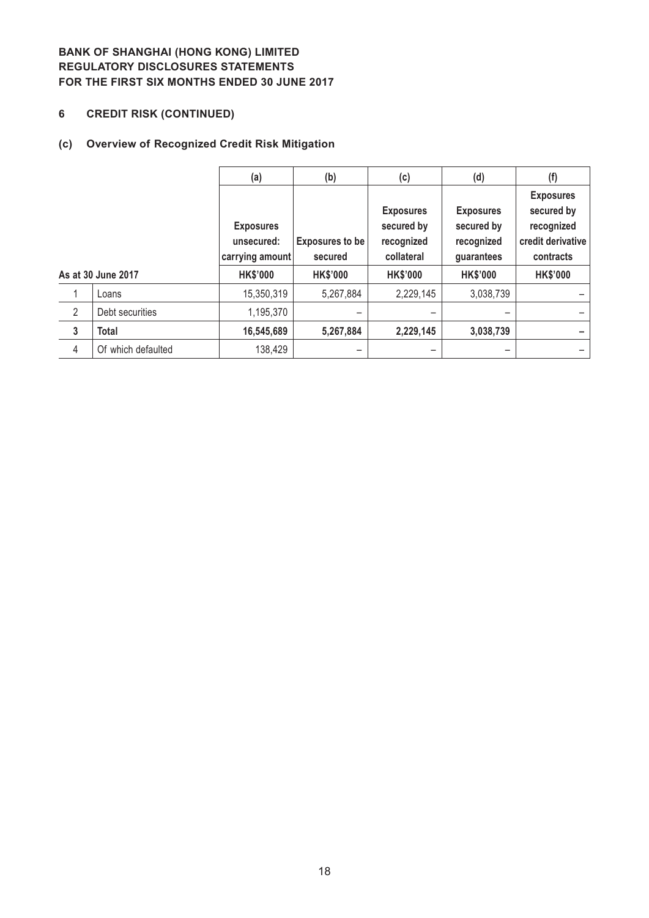**BANK OF SHANGHAI (HONG KONG) LIMITED**
**REGULATORY DISCLOSURES STATEMENTS**
**FOR THE FIRST SIX MONTHS ENDED 30 JUNE 2017**

## 6 CREDIT RISK (CONTINUED)

### (c) Overview of Recognized Credit Risk Mitigation

| | | (a) | (b) | (c) | (d) | (f) |
|---|---|---|---|---|---|---|
| | | **Exposures unsecured: carrying amount** | **Exposures to be secured** | **Exposures secured by recognized collateral** | **Exposures secured by recognized guarantees** | **Exposures secured by recognized credit derivative contracts** |
| **As at 30 June 2017** | | **HK$'000** | **HK$'000** | **HK$'000** | **HK$'000** | **HK$'000** |
| 1 | Loans | 15,350,319 | 5,267,884 | 2,229,145 | 3,038,739 | – |
| 2 | Debt securities | 1,195,370 | – | – | – | – |
| **3** | **Total** | **16,545,689** | **5,267,884** | **2,229,145** | **3,038,739** | **–** |
| 4 | Of which defaulted | 138,429 | – | – | – | – |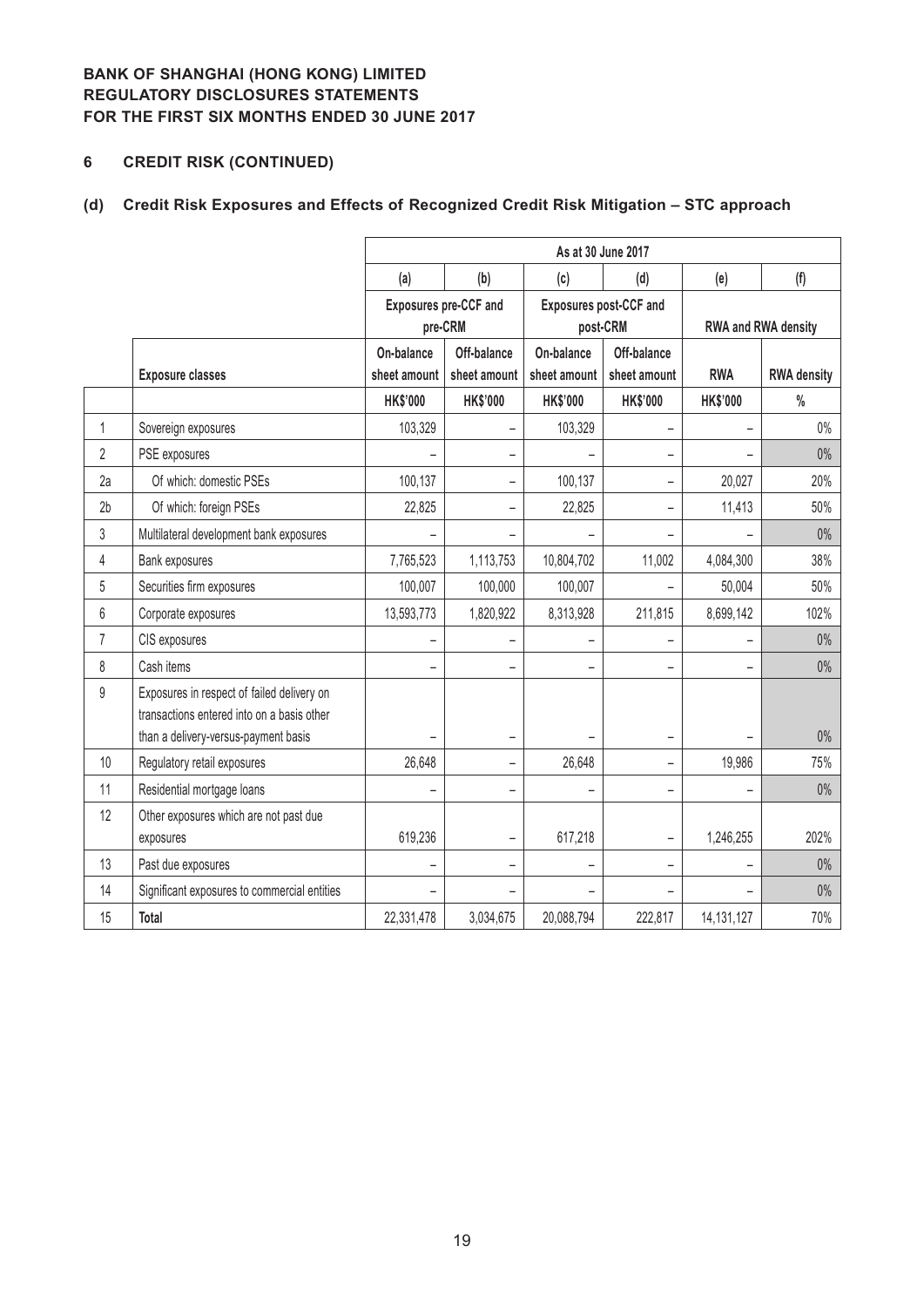**BANK OF SHANGHAI (HONG KONG) LIMITED**
**REGULATORY DISCLOSURES STATEMENTS**
**FOR THE FIRST SIX MONTHS ENDED 30 JUNE 2017**

## 6 CREDIT RISK (CONTINUED)

### (d) Credit Risk Exposures and Effects of Recognized Credit Risk Mitigation – STC approach

| | | As at 30 June 2017 | | | | | |
|---|---|---|---|---|---|---|---|
| | | (a) | (b) | (c) | (d) | (e) | (f) |
| | | Exposures pre-CCF and pre-CRM | | Exposures post-CCF and post-CRM | | RWA and RWA density | |
| | Exposure classes | On-balance sheet amount | Off-balance sheet amount | On-balance sheet amount | Off-balance sheet amount | RWA | RWA density |
| | | HK$'000 | HK$'000 | HK$'000 | HK$'000 | HK$'000 | % |
| 1 | Sovereign exposures | 103,329 | – | 103,329 | – | – | 0% |
| 2 | PSE exposures | – | – | – | – | – | 0% |
| 2a | Of which: domestic PSEs | 100,137 | – | 100,137 | – | 20,027 | 20% |
| 2b | Of which: foreign PSEs | 22,825 | – | 22,825 | – | 11,413 | 50% |
| 3 | Multilateral development bank exposures | – | – | – | – | – | 0% |
| 4 | Bank exposures | 7,765,523 | 1,113,753 | 10,804,702 | 11,002 | 4,084,300 | 38% |
| 5 | Securities firm exposures | 100,007 | 100,000 | 100,007 | – | 50,004 | 50% |
| 6 | Corporate exposures | 13,593,773 | 1,820,922 | 8,313,928 | 211,815 | 8,699,142 | 102% |
| 7 | CIS exposures | – | – | – | – | – | 0% |
| 8 | Cash items | – | – | – | – | – | 0% |
| 9 | Exposures in respect of failed delivery on transactions entered into on a basis other than a delivery-versus-payment basis | – | – | – | – | – | 0% |
| 10 | Regulatory retail exposures | 26,648 | – | 26,648 | – | 19,986 | 75% |
| 11 | Residential mortgage loans | – | – | – | – | – | 0% |
| 12 | Other exposures which are not past due exposures | 619,236 | – | 617,218 | – | 1,246,255 | 202% |
| 13 | Past due exposures | – | – | – | – | – | 0% |
| 14 | Significant exposures to commercial entities | – | – | – | – | – | 0% |
| 15 | **Total** | 22,331,478 | 3,034,675 | 20,088,794 | 222,817 | 14,131,127 | 70% |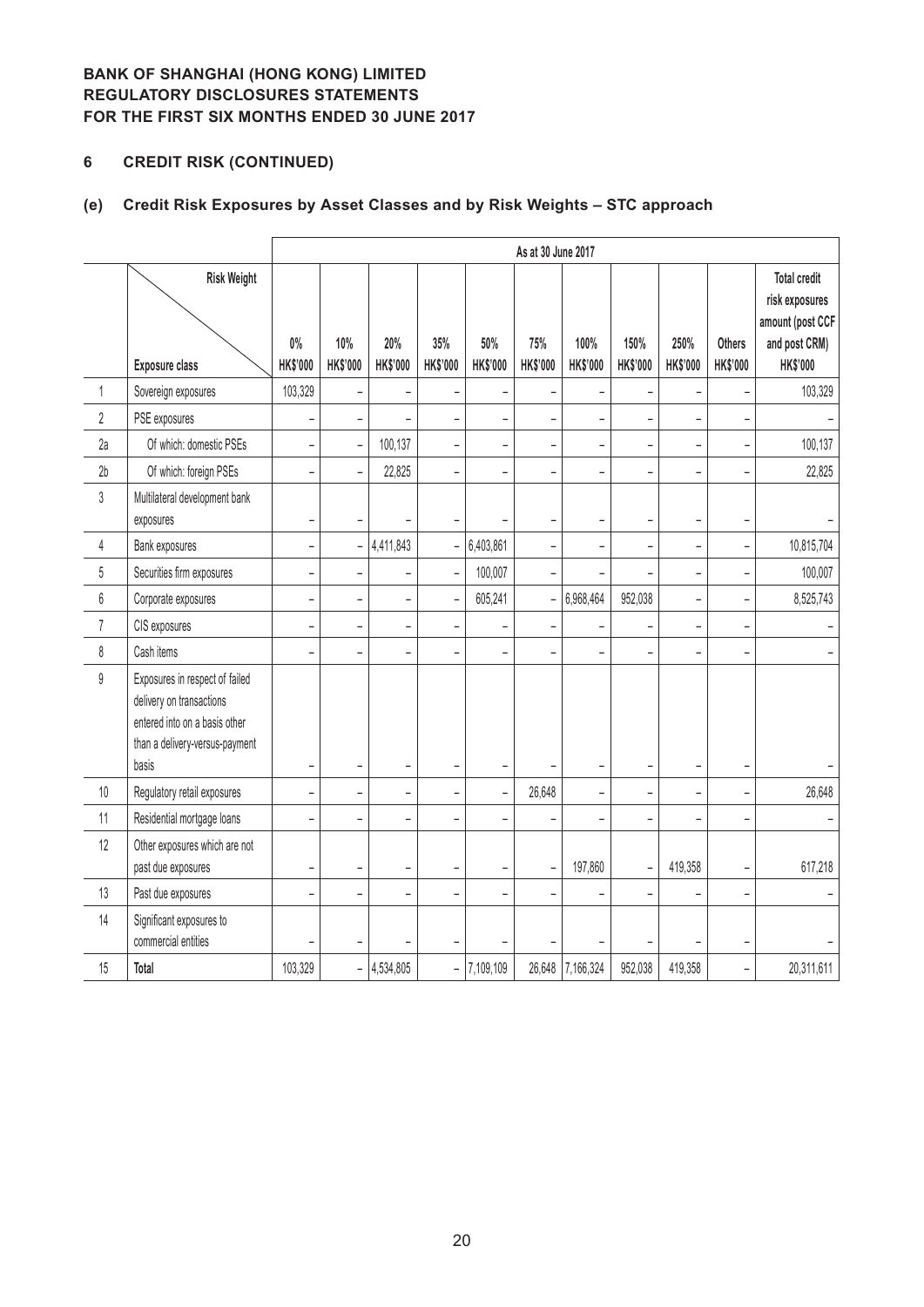**BANK OF SHANGHAI (HONG KONG) LIMITED**
**REGULATORY DISCLOSURES STATEMENTS**
**FOR THE FIRST SIX MONTHS ENDED 30 JUNE 2017**

## 6 CREDIT RISK (CONTINUED)

### (e) Credit Risk Exposures by Asset Classes and by Risk Weights – STC approach

| | | As at 30 June 2017 | | | | | | | | | | |
|---|---|---|---|---|---|---|---|---|---|---|---|---|
| | Risk Weight / Exposure class | 0% HK$'000 | 10% HK$'000 | 20% HK$'000 | 35% HK$'000 | 50% HK$'000 | 75% HK$'000 | 100% HK$'000 | 150% HK$'000 | 250% HK$'000 | Others HK$'000 | Total credit risk exposures amount (post CCF and post CRM) HK$'000 |
| 1 | Sovereign exposures | 103,329 | – | – | – | – | – | – | – | – | – | 103,329 |
| 2 | PSE exposures | – | – | – | – | – | – | – | – | – | – | – |
| 2a | Of which: domestic PSEs | – | – | 100,137 | – | – | – | – | – | – | – | 100,137 |
| 2b | Of which: foreign PSEs | – | – | 22,825 | – | – | – | – | – | – | – | 22,825 |
| 3 | Multilateral development bank exposures | – | – | – | – | – | – | – | – | – | – | – |
| 4 | Bank exposures | – | – | 4,411,843 | – | 6,403,861 | – | – | – | – | – | 10,815,704 |
| 5 | Securities firm exposures | – | – | – | – | 100,007 | – | – | – | – | – | 100,007 |
| 6 | Corporate exposures | – | – | – | – | 605,241 | – | 6,968,464 | 952,038 | – | – | 8,525,743 |
| 7 | CIS exposures | – | – | – | – | – | – | – | – | – | – | – |
| 8 | Cash items | – | – | – | – | – | – | – | – | – | – | – |
| 9 | Exposures in respect of failed delivery on transactions entered into on a basis other than a delivery-versus-payment basis | – | – | – | – | – | – | – | – | – | – | – |
| 10 | Regulatory retail exposures | – | – | – | – | – | 26,648 | – | – | – | – | 26,648 |
| 11 | Residential mortgage loans | – | – | – | – | – | – | – | – | – | – | – |
| 12 | Other exposures which are not past due exposures | – | – | – | – | – | – | 197,860 | – | 419,358 | – | 617,218 |
| 13 | Past due exposures | – | – | – | – | – | – | – | – | – | – | – |
| 14 | Significant exposures to commercial entities | – | – | – | – | – | – | – | – | – | – | – |
| 15 | **Total** | 103,329 | – | 4,534,805 | – | 7,109,109 | 26,648 | 7,166,324 | 952,038 | 419,358 | – | 20,311,611 |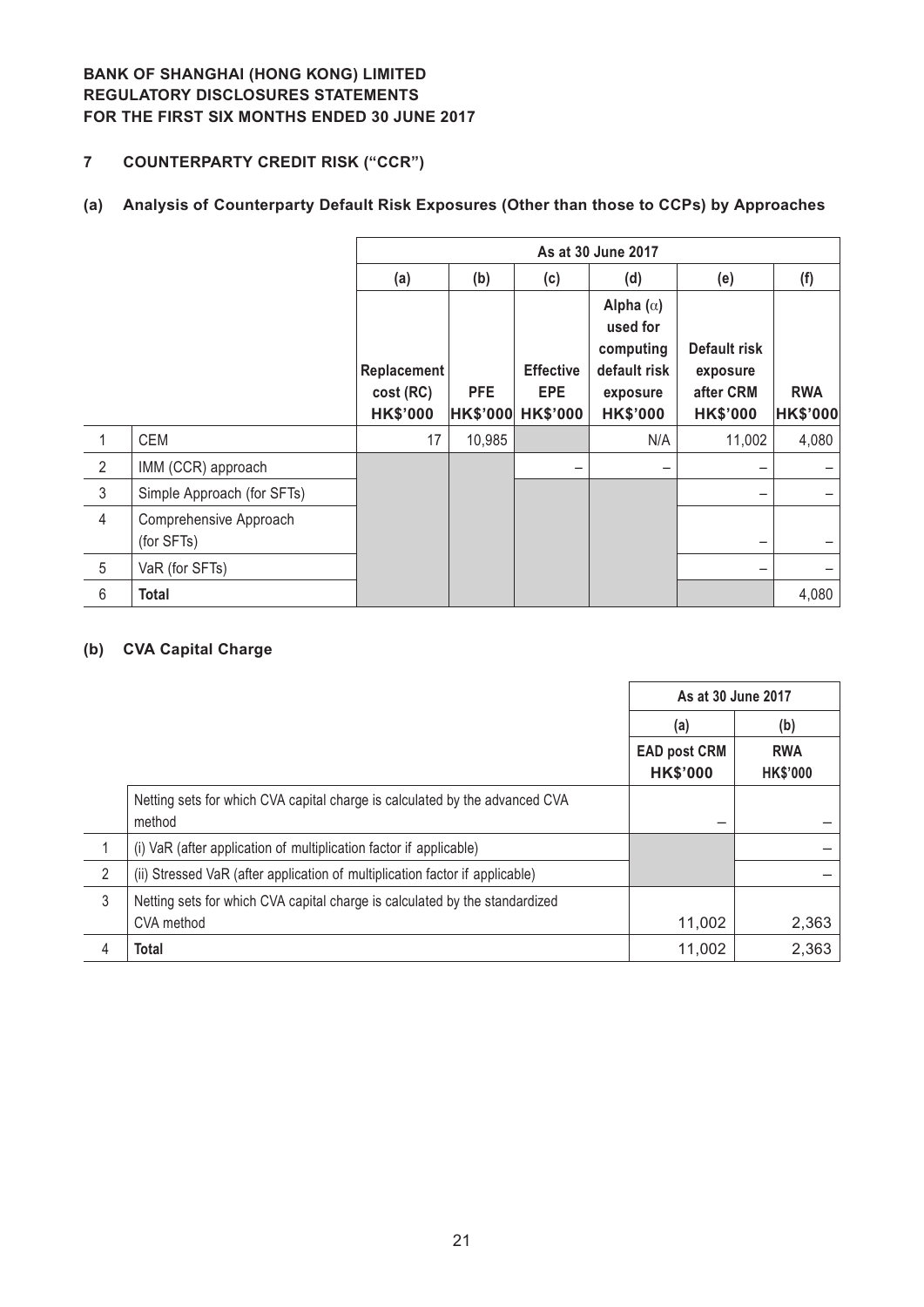## 7 COUNTERPARTY CREDIT RISK ("CCR")

### (a) Analysis of Counterparty Default Risk Exposures (Other than those to CCPs) by Approaches

| | | As at 30 June 2017 | | | | | |
|---|---|---|---|---|---|---|---|
| | | (a) | (b) | (c) | (d) | (e) | (f) |
| | | Replacement cost (RC) HK$'000 | PFE HK$'000 | Effective EPE HK$'000 | Alpha (α) used for computing default risk exposure HK$'000 | Default risk exposure after CRM HK$'000 | RWA HK$'000 |
| 1 | CEM | 17 | 10,985 | | N/A | 11,002 | 4,080 |
| 2 | IMM (CCR) approach | | | – | – | – | – |
| 3 | Simple Approach (for SFTs) | | | | | – | – |
| 4 | Comprehensive Approach (for SFTs) | | | | | – | – |
| 5 | VaR (for SFTs) | | | | | – | – |
| 6 | **Total** | | | | | | 4,080 |

### (b) CVA Capital Charge

| | | As at 30 June 2017 | |
|---|---|---|---|
| | | (a) | (b) |
| | | EAD post CRM HK$'000 | RWA HK$'000 |
| | Netting sets for which CVA capital charge is calculated by the advanced CVA method | – | – |
| 1 | (i) VaR (after application of multiplication factor if applicable) | | – |
| 2 | (ii) Stressed VaR (after application of multiplication factor if applicable) | | – |
| 3 | Netting sets for which CVA capital charge is calculated by the standardized CVA method | 11,002 | 2,363 |
| 4 | **Total** | 11,002 | 2,363 |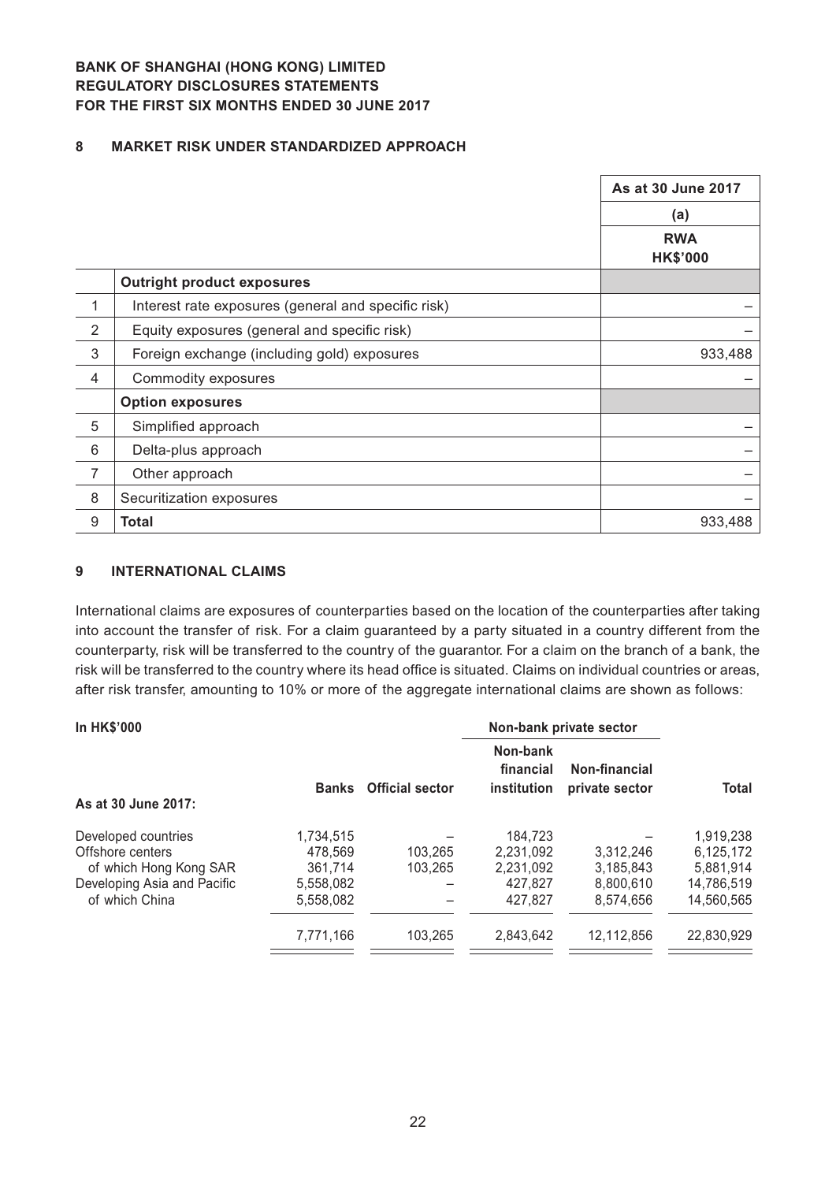**BANK OF SHANGHAI (HONG KONG) LIMITED**
**REGULATORY DISCLOSURES STATEMENTS**
**FOR THE FIRST SIX MONTHS ENDED 30 JUNE 2017**

## 8 MARKET RISK UNDER STANDARDIZED APPROACH

| | | As at 30 June 2017 |
|---|---|---|
| | | (a) |
| | | RWA HK$'000 |
| | **Outright product exposures** | |
| 1 | Interest rate exposures (general and specific risk) | – |
| 2 | Equity exposures (general and specific risk) | – |
| 3 | Foreign exchange (including gold) exposures | 933,488 |
| 4 | Commodity exposures | – |
| | **Option exposures** | |
| 5 | Simplified approach | – |
| 6 | Delta-plus approach | – |
| 7 | Other approach | – |
| 8 | Securitization exposures | – |
| 9 | **Total** | 933,488 |

## 9 INTERNATIONAL CLAIMS

International claims are exposures of counterparties based on the location of the counterparties after taking into account the transfer of risk. For a claim guaranteed by a party situated in a country different from the counterparty, risk will be transferred to the country of the guarantor. For a claim on the branch of a bank, the risk will be transferred to the country where its head office is situated. Claims on individual countries or areas, after risk transfer, amounting to 10% or more of the aggregate international claims are shown as follows:

| In HK$'000 | | | Non-bank private sector | | |
|---|---|---|---|---|---|
| As at 30 June 2017: | Banks | Official sector | Non-bank financial institution | Non-financial private sector | Total |
| Developed countries | 1,734,515 | – | 184,723 | – | 1,919,238 |
| Offshore centers | 478,569 | 103,265 | 2,231,092 | 3,312,246 | 6,125,172 |
| of which Hong Kong SAR | 361,714 | 103,265 | 2,231,092 | 3,185,843 | 5,881,914 |
| Developing Asia and Pacific | 5,558,082 | – | 427,827 | 8,800,610 | 14,786,519 |
| of which China | 5,558,082 | – | 427,827 | 8,574,656 | 14,560,565 |
| | 7,771,166 | 103,265 | 2,843,642 | 12,112,856 | 22,830,929 |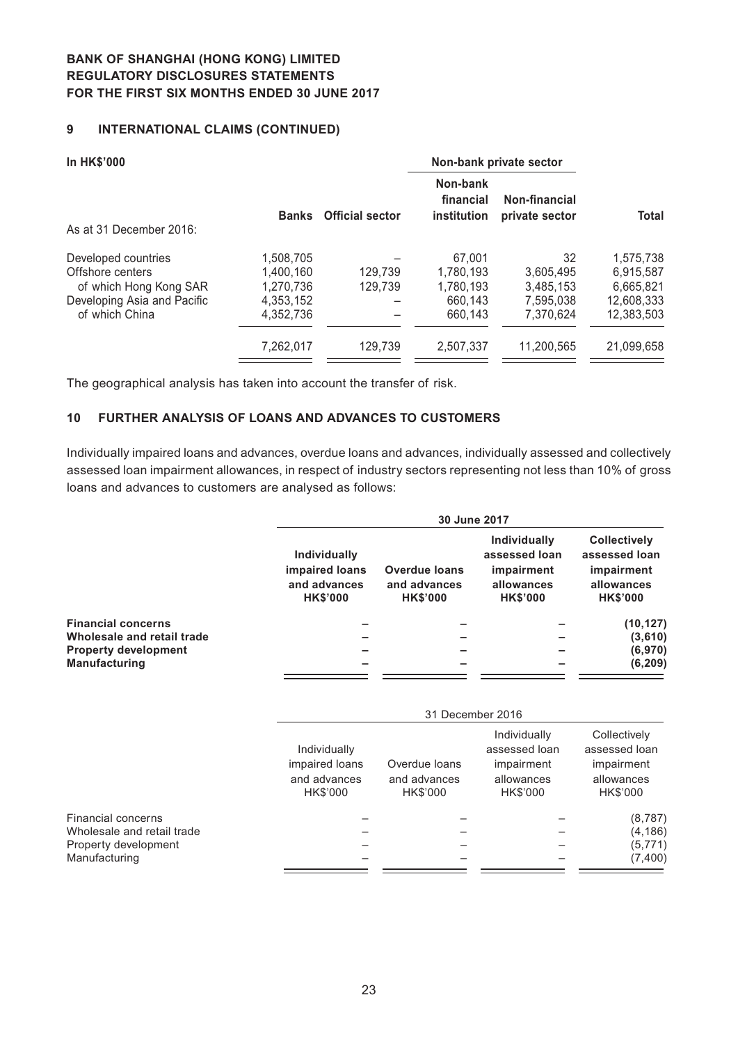## 9 INTERNATIONAL CLAIMS (CONTINUED)

| In HK$'000 | | | Non-bank private sector | | |
|---|---|---|---|---|---|
| As at 31 December 2016: | Banks | Official sector | Non-bank financial institution | Non-financial private sector | Total |
| Developed countries | 1,508,705 | – | 67,001 | 32 | 1,575,738 |
| Offshore centers | 1,400,160 | 129,739 | 1,780,193 | 3,605,495 | 6,915,587 |
| of which Hong Kong SAR | 1,270,736 | 129,739 | 1,780,193 | 3,485,153 | 6,665,821 |
| Developing Asia and Pacific | 4,353,152 | – | 660,143 | 7,595,038 | 12,608,333 |
| of which China | 4,352,736 | – | 660,143 | 7,370,624 | 12,383,503 |
| | 7,262,017 | 129,739 | 2,507,337 | 11,200,565 | 21,099,658 |

The geographical analysis has taken into account the transfer of risk.

## 10 FURTHER ANALYSIS OF LOANS AND ADVANCES TO CUSTOMERS

Individually impaired loans and advances, overdue loans and advances, individually assessed and collectively assessed loan impairment allowances, in respect of industry sectors representing not less than 10% of gross loans and advances to customers are analysed as follows:

| | 30 June 2017 | | | |
|---|---|---|---|---|
| | **Individually impaired loans and advances HK$'000** | **Overdue loans and advances HK$'000** | **Individually assessed loan impairment allowances HK$'000** | **Collectively assessed loan impairment allowances HK$'000** |
| **Financial concerns** | **–** | **–** | **–** | **(10,127)** |
| **Wholesale and retail trade** | **–** | **–** | **–** | **(3,610)** |
| **Property development** | **–** | **–** | **–** | **(6,970)** |
| **Manufacturing** | **–** | **–** | **–** | **(6,209)** |

| | 31 December 2016 | | | |
|---|---|---|---|---|
| | Individually impaired loans and advances HK$'000 | Overdue loans and advances HK$'000 | Individually assessed loan impairment allowances HK$'000 | Collectively assessed loan impairment allowances HK$'000 |
| Financial concerns | – | – | – | (8,787) |
| Wholesale and retail trade | – | – | – | (4,186) |
| Property development | – | – | – | (5,771) |
| Manufacturing | – | – | – | (7,400) |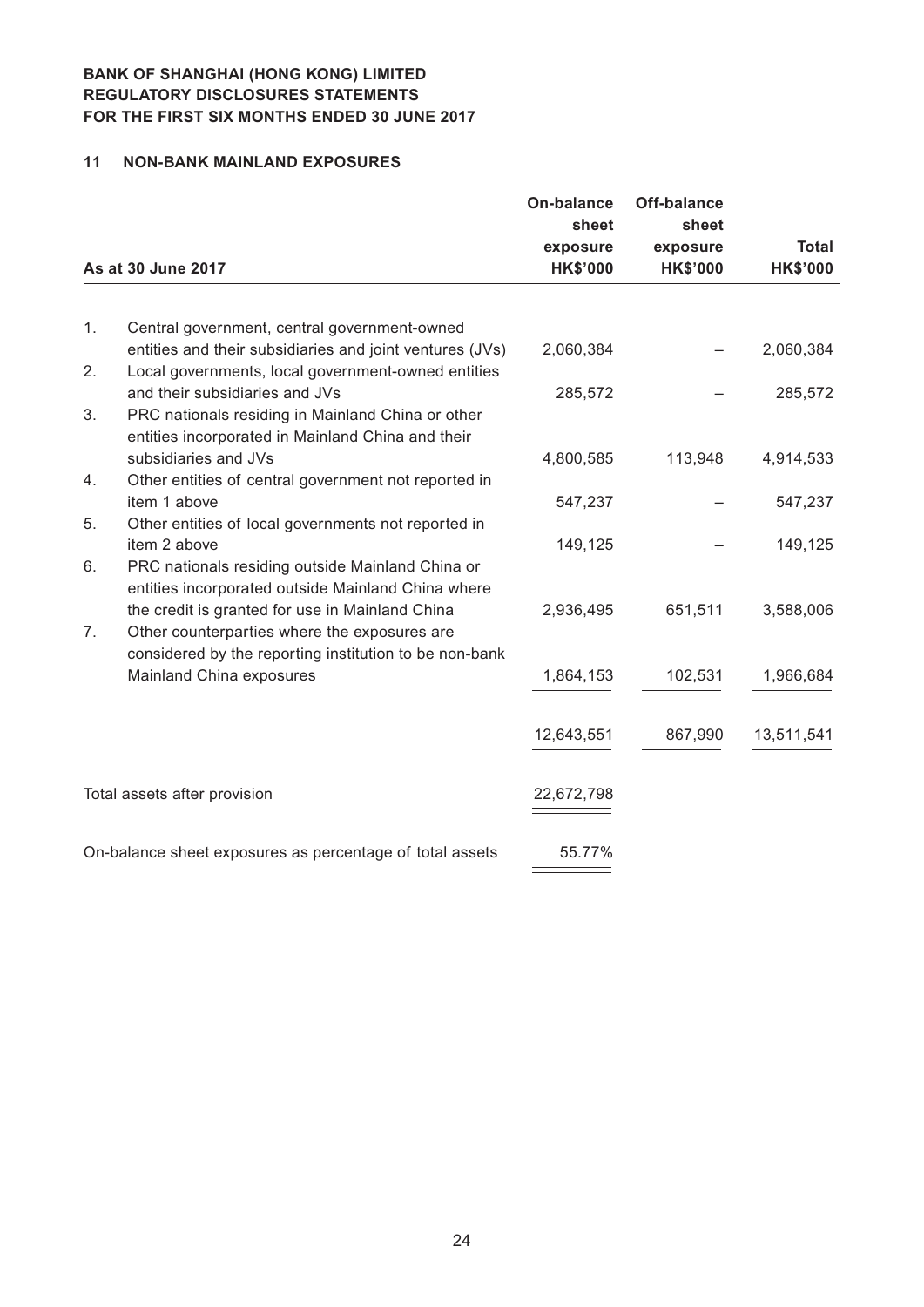**BANK OF SHANGHAI (HONG KONG) LIMITED**
**REGULATORY DISCLOSURES STATEMENTS**
**FOR THE FIRST SIX MONTHS ENDED 30 JUNE 2017**

## 11 NON-BANK MAINLAND EXPOSURES

| As at 30 June 2017 | On-balance sheet exposure HK$'000 | Off-balance sheet exposure HK$'000 | Total HK$'000 |
|---|---|---|---|
| 1. Central government, central government-owned entities and their subsidiaries and joint ventures (JVs) | 2,060,384 | – | 2,060,384 |
| 2. Local governments, local government-owned entities and their subsidiaries and JVs | 285,572 | – | 285,572 |
| 3. PRC nationals residing in Mainland China or other entities incorporated in Mainland China and their subsidiaries and JVs | 4,800,585 | 113,948 | 4,914,533 |
| 4. Other entities of central government not reported in item 1 above | 547,237 | – | 547,237 |
| 5. Other entities of local governments not reported in item 2 above | 149,125 | – | 149,125 |
| 6. PRC nationals residing outside Mainland China or entities incorporated outside Mainland China where the credit is granted for use in Mainland China | 2,936,495 | 651,511 | 3,588,006 |
| 7. Other counterparties where the exposures are considered by the reporting institution to be non-bank Mainland China exposures | 1,864,153 | 102,531 | 1,966,684 |
| | 12,643,551 | 867,990 | 13,511,541 |
| Total assets after provision | 22,672,798 | | |
| On-balance sheet exposures as percentage of total assets | 55.77% | | |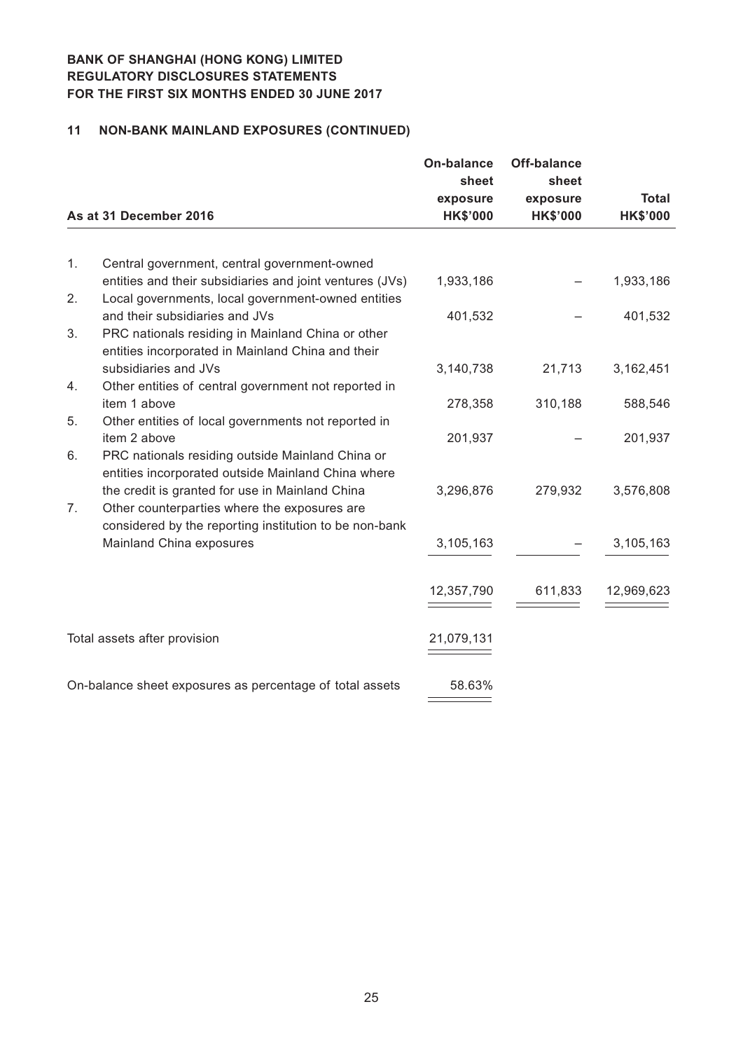**BANK OF SHANGHAI (HONG KONG) LIMITED**
**REGULATORY DISCLOSURES STATEMENTS**
**FOR THE FIRST SIX MONTHS ENDED 30 JUNE 2017**

## 11 NON-BANK MAINLAND EXPOSURES (CONTINUED)

| As at 31 December 2016 | On-balance sheet exposure HK$'000 | Off-balance sheet exposure HK$'000 | Total HK$'000 |
|---|---|---|---|
| 1. Central government, central government-owned entities and their subsidiaries and joint ventures (JVs) | 1,933,186 | – | 1,933,186 |
| 2. Local governments, local government-owned entities and their subsidiaries and JVs | 401,532 | – | 401,532 |
| 3. PRC nationals residing in Mainland China or other entities incorporated in Mainland China and their subsidiaries and JVs | 3,140,738 | 21,713 | 3,162,451 |
| 4. Other entities of central government not reported in item 1 above | 278,358 | 310,188 | 588,546 |
| 5. Other entities of local governments not reported in item 2 above | 201,937 | – | 201,937 |
| 6. PRC nationals residing outside Mainland China or entities incorporated outside Mainland China where the credit is granted for use in Mainland China | 3,296,876 | 279,932 | 3,576,808 |
| 7. Other counterparties where the exposures are considered by the reporting institution to be non-bank Mainland China exposures | 3,105,163 | – | 3,105,163 |
| | 12,357,790 | 611,833 | 12,969,623 |
| Total assets after provision | 21,079,131 | | |
| On-balance sheet exposures as percentage of total assets | 58.63% | | |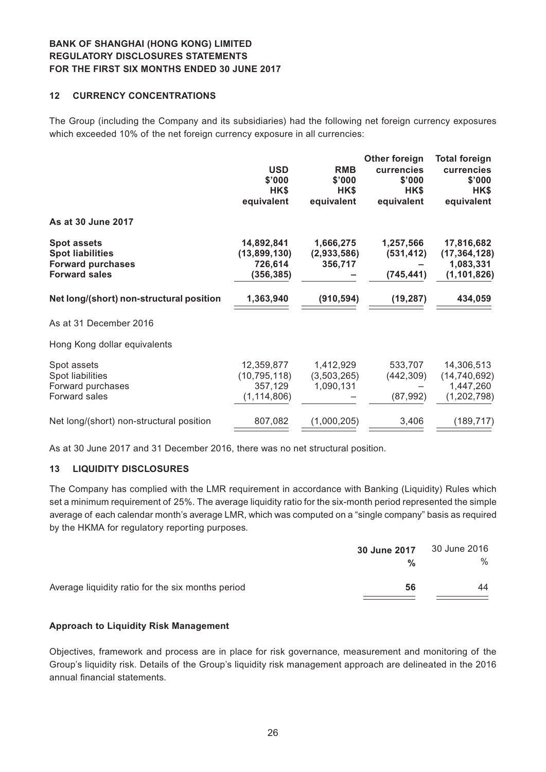**BANK OF SHANGHAI (HONG KONG) LIMITED**
**REGULATORY DISCLOSURES STATEMENTS**
**FOR THE FIRST SIX MONTHS ENDED 30 JUNE 2017**

## 12 CURRENCY CONCENTRATIONS

The Group (including the Company and its subsidiaries) had the following net foreign currency exposures which exceeded 10% of the net foreign currency exposure in all currencies:

| | USD $'000 HK$ equivalent | RMB $'000 HK$ equivalent | Other foreign currencies $'000 HK$ equivalent | Total foreign currencies $'000 HK$ equivalent |
|---|---|---|---|---|
| **As at 30 June 2017** | | | | |
| **Spot assets** | **14,892,841** | **1,666,275** | **1,257,566** | **17,816,682** |
| **Spot liabilities** | **(13,899,130)** | **(2,933,586)** | **(531,412)** | **(17,364,128)** |
| **Forward purchases** | **726,614** | **356,717** | **–** | **1,083,331** |
| **Forward sales** | **(356,385)** | **–** | **(745,441)** | **(1,101,826)** |
| **Net long/(short) non-structural position** | **1,363,940** | **(910,594)** | **(19,287)** | **434,059** |
| As at 31 December 2016 | | | | |
| Hong Kong dollar equivalents | | | | |
| Spot assets | 12,359,877 | 1,412,929 | 533,707 | 14,306,513 |
| Spot liabilities | (10,795,118) | (3,503,265) | (442,309) | (14,740,692) |
| Forward purchases | 357,129 | 1,090,131 | – | 1,447,260 |
| Forward sales | (1,114,806) | – | (87,992) | (1,202,798) |
| Net long/(short) non-structural position | 807,082 | (1,000,205) | 3,406 | (189,717) |

As at 30 June 2017 and 31 December 2016, there was no net structural position.

## 13 LIQUIDITY DISCLOSURES

The Company has complied with the LMR requirement in accordance with Banking (Liquidity) Rules which set a minimum requirement of 25%. The average liquidity ratio for the six-month period represented the simple average of each calendar month's average LMR, which was computed on a "single company" basis as required by the HKMA for regulatory reporting purposes.

| | **30 June 2017 %** | 30 June 2016 % |
|---|---|---|
| Average liquidity ratio for the six months period | **56** | 44 |

### Approach to Liquidity Risk Management

Objectives, framework and process are in place for risk governance, measurement and monitoring of the Group's liquidity risk. Details of the Group's liquidity risk management approach are delineated in the 2016 annual financial statements.